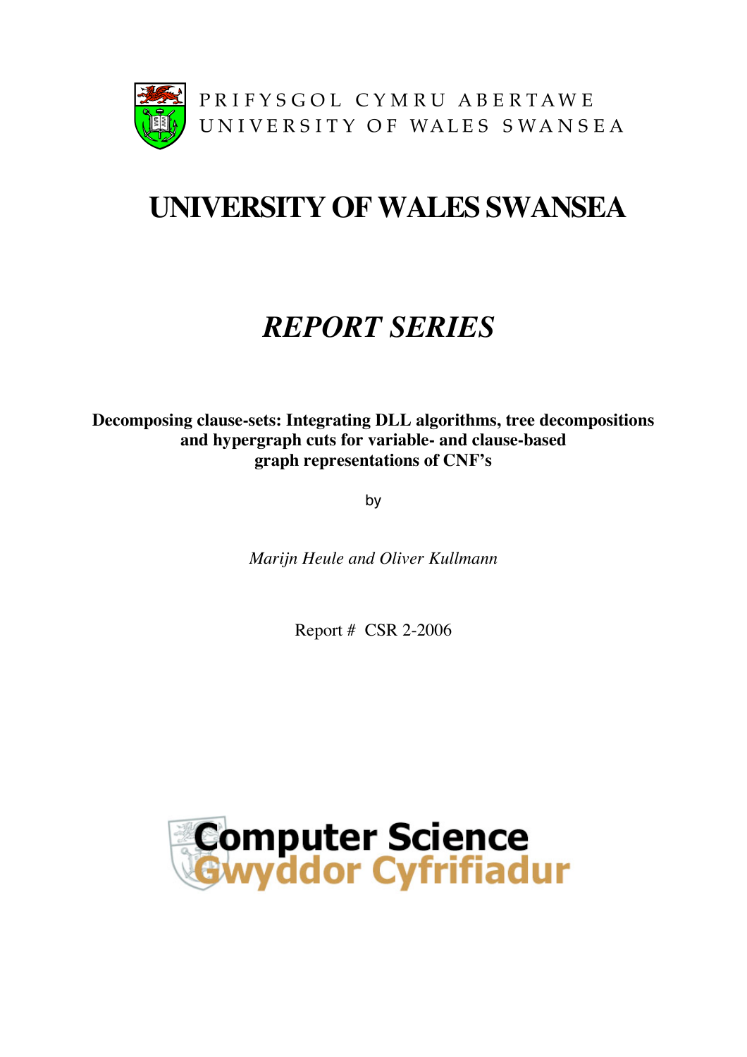PRIFYSGOL CYMRU ABERTAWE
UNIVERSITY OF WALES SWANSEA

# UNIVERSITY OF WALES SWANSEA

## *REPORT SERIES*

**Decomposing clause-sets: Integrating DLL algorithms, tree decompositions and hypergraph cuts for variable- and clause-based graph representations of CNF's**

by

*Marijn Heule and Oliver Kullmann*

Report # CSR 2-2006

Computer Science
Gwyddor Cyfrifiadur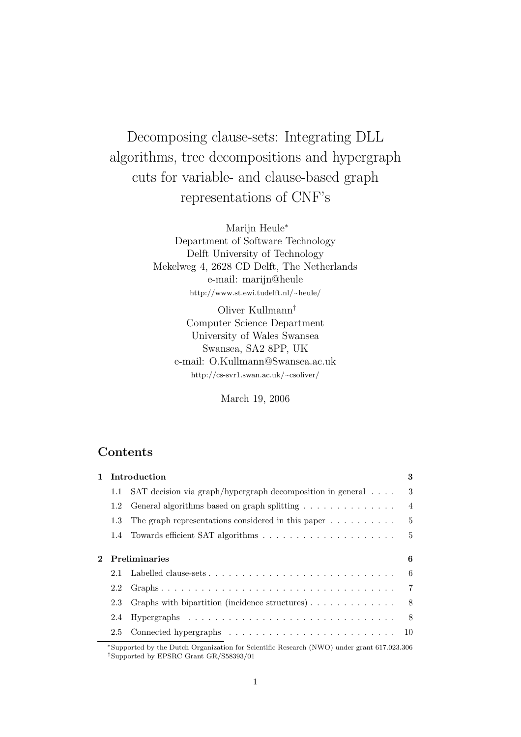# Decomposing clause-sets: Integrating DLL algorithms, tree decompositions and hypergraph cuts for variable- and clause-based graph representations of CNF's

Marijn Heule*
Department of Software Technology
Delft University of Technology
Mekelweg 4, 2628 CD Delft, The Netherlands
e-mail: marijn@heule
http://www.st.ewi.tudelft.nl/~heule/

Oliver Kullmann†
Computer Science Department
University of Wales Swansea
Swansea, SA2 8PP, UK
e-mail: O.Kullmann@Swansea.ac.uk
http://cs-svr1.swan.ac.uk/~csoliver/

March 19, 2006

## Contents

**1 Introduction** **3**

- 1.1 SAT decision via graph/hypergraph decomposition in general . . . . 3
- 1.2 General algorithms based on graph splitting . . . . . . . . . . . . . . 4
- 1.3 The graph representations considered in this paper . . . . . . . . . . 5
- 1.4 Towards efficient SAT algorithms . . . . . . . . . . . . . . . . . . . . 5

**2 Preliminaries** **6**

- 2.1 Labelled clause-sets . . . . . . . . . . . . . . . . . . . . . . . . . . . . 6
- 2.2 Graphs . . . . . . . . . . . . . . . . . . . . . . . . . . . . . . . . . . . 7
- 2.3 Graphs with bipartition (incidence structures) . . . . . . . . . . . . . 8
- 2.4 Hypergraphs . . . . . . . . . . . . . . . . . . . . . . . . . . . . . . . . 8
- 2.5 Connected hypergraphs . . . . . . . . . . . . . . . . . . . . . . . . . 10

*Supported by the Dutch Organization for Scientific Research (NWO) under grant 617.023.306

†Supported by EPSRC Grant GR/S58393/01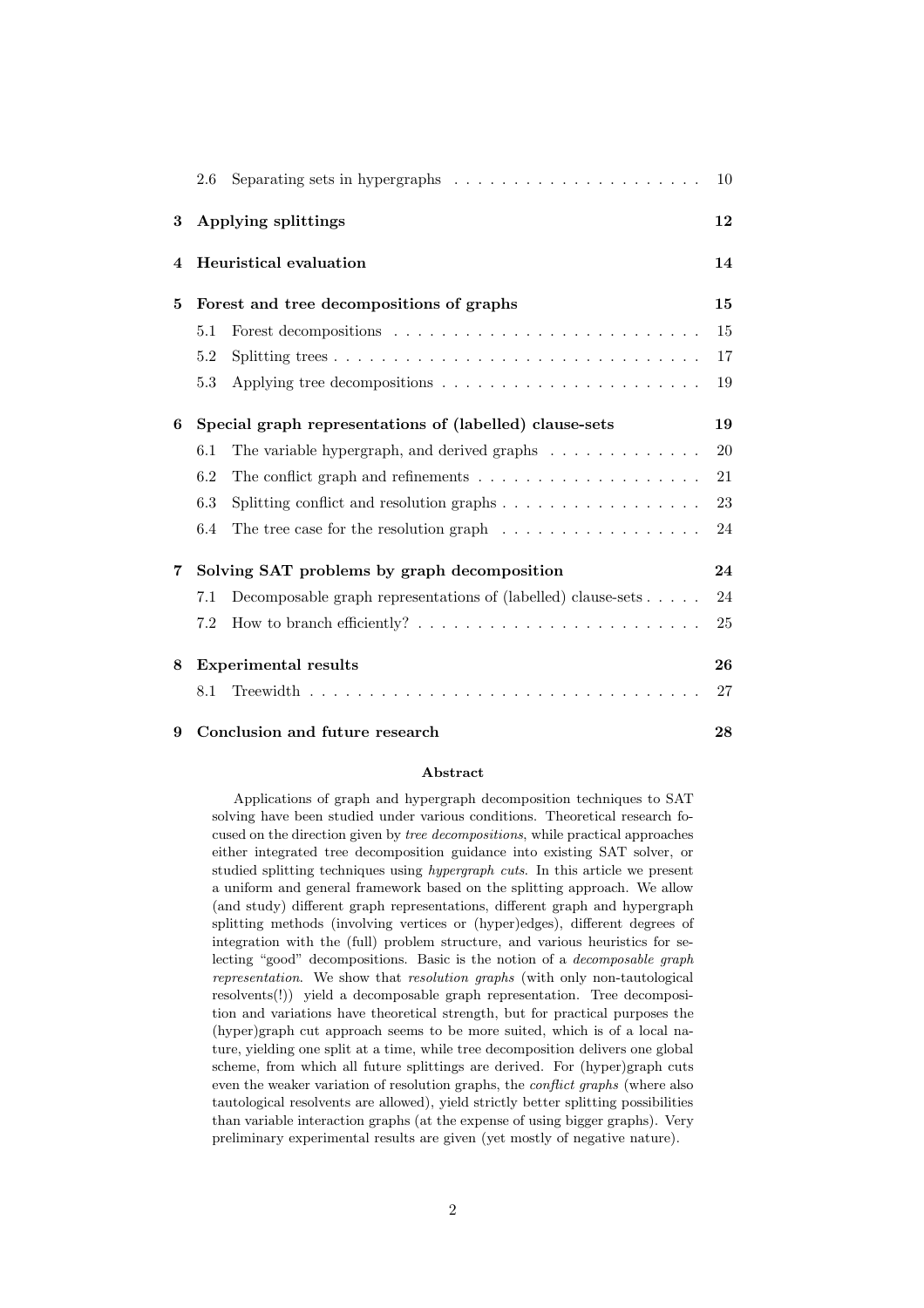2.6 Separating sets in hypergraphs . . . . . . . . . . . . . . . . . . . . . . 10

3 Applying splittings 12

4 Heuristical evaluation 14

5 Forest and tree decompositions of graphs 15

5.1 Forest decompositions . . . . . . . . . . . . . . . . . . . . . . . . . . 15

5.2 Splitting trees . . . . . . . . . . . . . . . . . . . . . . . . . . . . . . . . 17

5.3 Applying tree decompositions . . . . . . . . . . . . . . . . . . . . . . 19

6 Special graph representations of (labelled) clause-sets 19

6.1 The variable hypergraph, and derived graphs . . . . . . . . . . . . . 20

6.2 The conflict graph and refinements . . . . . . . . . . . . . . . . . . . 21

6.3 Splitting conflict and resolution graphs . . . . . . . . . . . . . . . . . 23

6.4 The tree case for the resolution graph . . . . . . . . . . . . . . . . . 24

7 Solving SAT problems by graph decomposition 24

7.1 Decomposable graph representations of (labelled) clause-sets . . . . . 24

7.2 How to branch efficiently? . . . . . . . . . . . . . . . . . . . . . . . . 25

8 Experimental results 26

8.1 Treewidth . . . . . . . . . . . . . . . . . . . . . . . . . . . . . . . . . 27

9 Conclusion and future research 28

**Abstract**

Applications of graph and hypergraph decomposition techniques to SAT solving have been studied under various conditions. Theoretical research focused on the direction given by *tree decompositions*, while practical approaches either integrated tree decomposition guidance into existing SAT solver, or studied splitting techniques using *hypergraph cuts*. In this article we present a uniform and general framework based on the splitting approach. We allow (and study) different graph representations, different graph and hypergraph splitting methods (involving vertices or (hyper)edges), different degrees of integration with the (full) problem structure, and various heuristics for selecting "good" decompositions. Basic is the notion of a *decomposable graph representation*. We show that *resolution graphs* (with only non-tautological resolvents(!)) yield a decomposable graph representation. Tree decomposition and variations have theoretical strength, but for practical purposes the (hyper)graph cut approach seems to be more suited, which is of a local nature, yielding one split at a time, while tree decomposition delivers one global scheme, from which all future splittings are derived. For (hyper)graph cuts even the weaker variation of resolution graphs, the *conflict graphs* (where also tautological resolvents are allowed), yield strictly better splitting possibilities than variable interaction graphs (at the expense of using bigger graphs). Very preliminary experimental results are given (yet mostly of negative nature).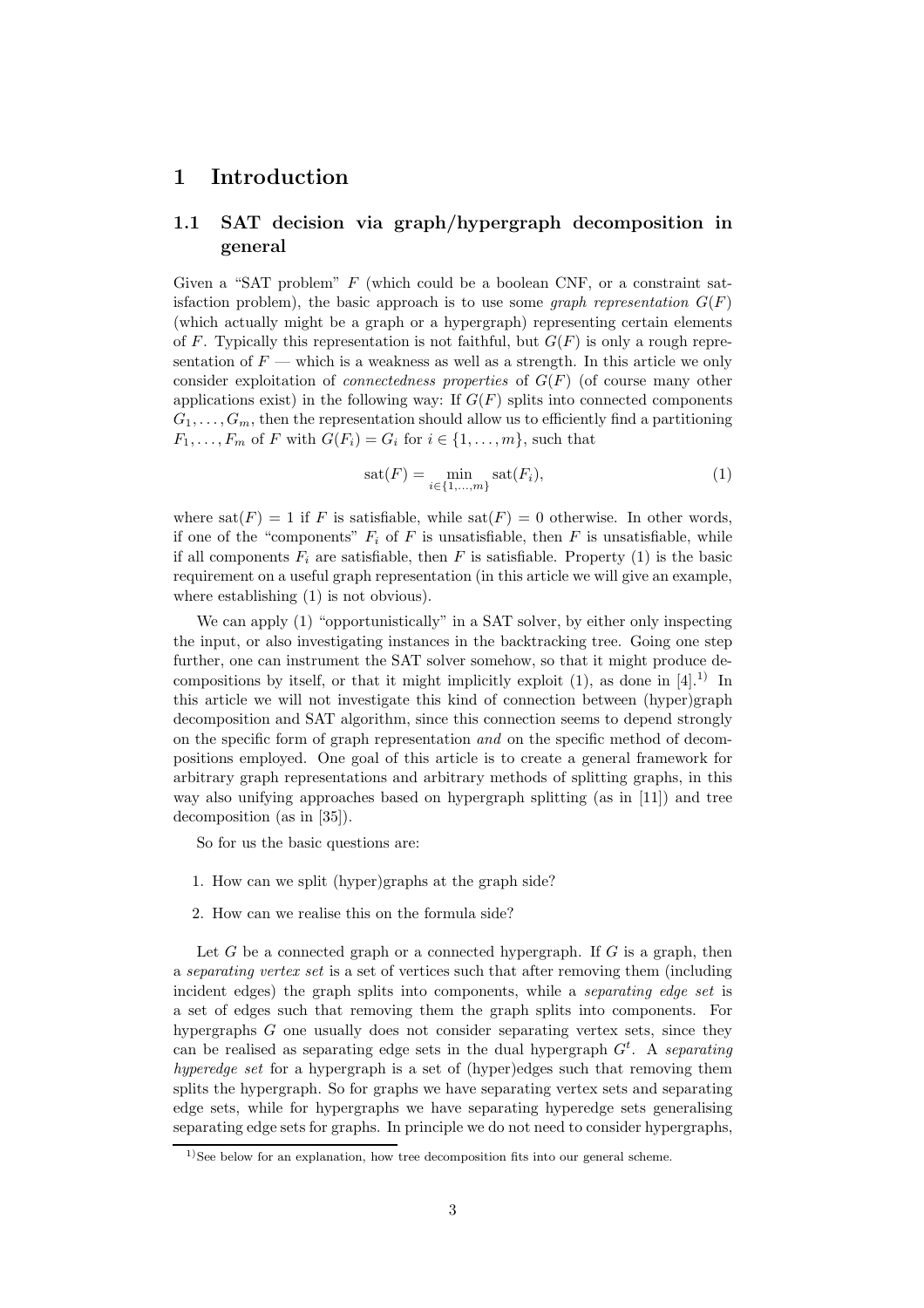# 1 Introduction

## 1.1 SAT decision via graph/hypergraph decomposition in general

Given a "SAT problem" $F$ (which could be a boolean CNF, or a constraint satisfaction problem), the basic approach is to use some *graph representation* $G(F)$ (which actually might be a graph or a hypergraph) representing certain elements of $F$. Typically this representation is not faithful, but $G(F)$ is only a rough representation of $F$ — which is a weakness as well as a strength. In this article we only consider exploitation of *connectedness properties* of $G(F)$ (of course many other applications exist) in the following way: If $G(F)$ splits into connected components $G_1, \ldots, G_m$, then the representation should allow us to efficiently find a partitioning $F_1, \ldots, F_m$ of $F$ with $G(F_i) = G_i$ for $i \in \{1, \ldots, m\}$, such that

$$\operatorname{sat}(F) = \min_{i \in \{1,\ldots,m\}} \operatorname{sat}(F_i), \tag{1}$$

where $\operatorname{sat}(F) = 1$ if $F$ is satisfiable, while $\operatorname{sat}(F) = 0$ otherwise. In other words, if one of the "components" $F_i$ of $F$ is unsatisfiable, then $F$ is unsatisfiable, while if all components $F_i$ are satisfiable, then $F$ is satisfiable. Property (1) is the basic requirement on a useful graph representation (in this article we will give an example, where establishing (1) is not obvious).

We can apply (1) "opportunistically" in a SAT solver, by either only inspecting the input, or also investigating instances in the backtracking tree. Going one step further, one can instrument the SAT solver somehow, so that it might produce decompositions by itself, or that it might implicitly exploit (1), as done in [4].[1)] In this article we will not investigate this kind of connection between (hyper)graph decomposition and SAT algorithm, since this connection seems to depend strongly on the specific form of graph representation *and* on the specific method of decompositions employed. One goal of this article is to create a general framework for arbitrary graph representations and arbitrary methods of splitting graphs, in this way also unifying approaches based on hypergraph splitting (as in [11]) and tree decomposition (as in [35]).

So for us the basic questions are:

1. How can we split (hyper)graphs at the graph side?
2. How can we realise this on the formula side?

Let $G$ be a connected graph or a connected hypergraph. If $G$ is a graph, then a *separating vertex set* is a set of vertices such that after removing them (including incident edges) the graph splits into components, while a *separating edge set* is a set of edges such that removing them the graph splits into components. For hypergraphs $G$ one usually does not consider separating vertex sets, since they can be realised as separating edge sets in the dual hypergraph $G^t$. A *separating hyperedge set* for a hypergraph is a set of (hyper)edges such that removing them splits the hypergraph. So for graphs we have separating vertex sets and separating edge sets, while for hypergraphs we have separating hyperedge sets generalising separating edge sets for graphs. In principle we do not need to consider hypergraphs,

[1)] See below for an explanation, how tree decomposition fits into our general scheme.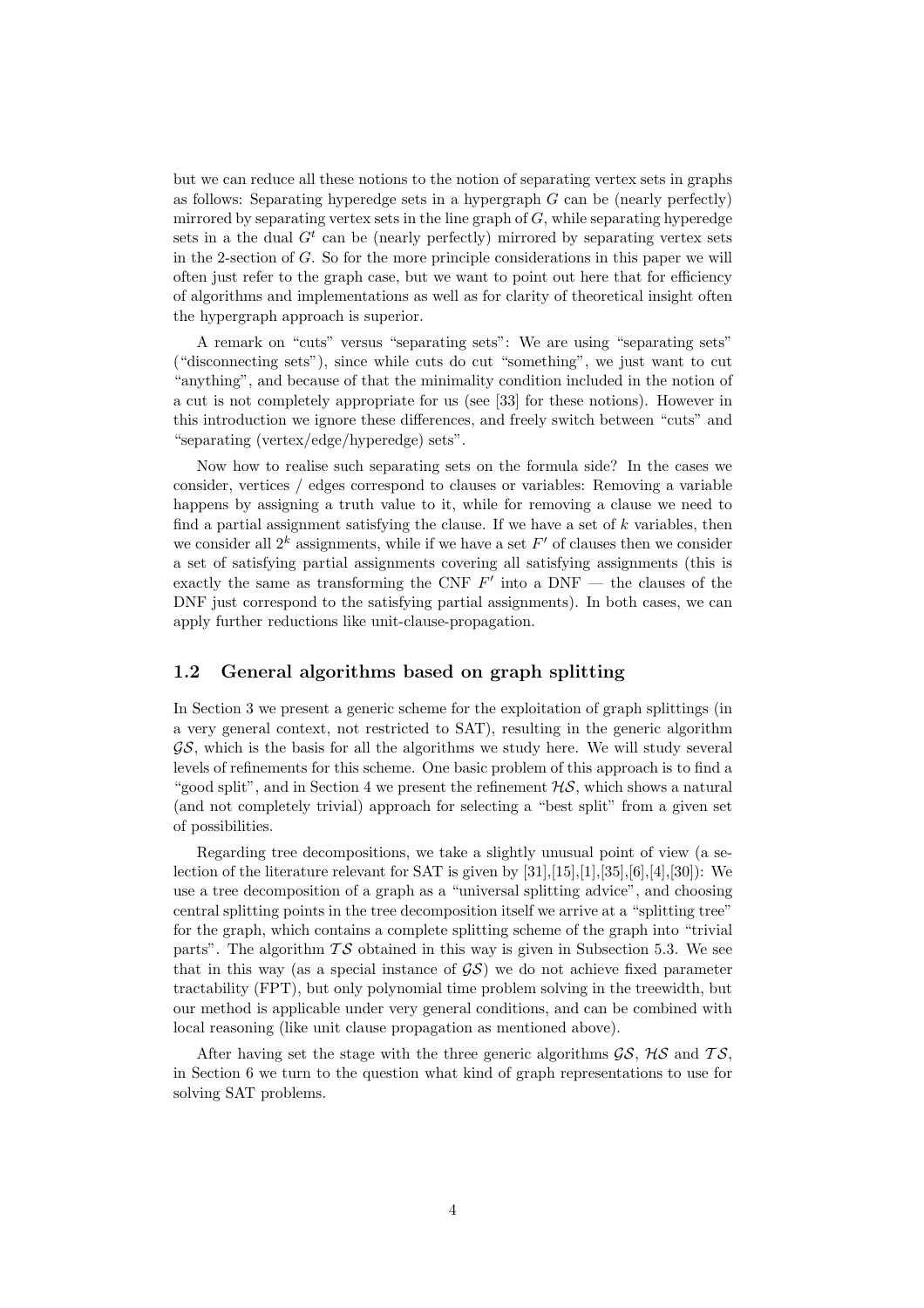but we can reduce all these notions to the notion of separating vertex sets in graphs as follows: Separating hyperedge sets in a hypergraph $G$ can be (nearly perfectly) mirrored by separating vertex sets in the line graph of $G$, while separating hyperedge sets in a the dual $G^t$ can be (nearly perfectly) mirrored by separating vertex sets in the 2-section of $G$. So for the more principle considerations in this paper we will often just refer to the graph case, but we want to point out here that for efficiency of algorithms and implementations as well as for clarity of theoretical insight often the hypergraph approach is superior.

A remark on "cuts" versus "separating sets": We are using "separating sets" ("disconnecting sets"), since while cuts do cut "something", we just want to cut "anything", and because of that the minimality condition included in the notion of a cut is not completely appropriate for us (see [33] for these notions). However in this introduction we ignore these differences, and freely switch between "cuts" and "separating (vertex/edge/hyperedge) sets".

Now how to realise such separating sets on the formula side? In the cases we consider, vertices / edges correspond to clauses or variables: Removing a variable happens by assigning a truth value to it, while for removing a clause we need to find a partial assignment satisfying the clause. If we have a set of $k$ variables, then we consider all $2^k$ assignments, while if we have a set $F'$ of clauses then we consider a set of satisfying partial assignments covering all satisfying assignments (this is exactly the same as transforming the CNF $F'$ into a DNF — the clauses of the DNF just correspond to the satisfying partial assignments). In both cases, we can apply further reductions like unit-clause-propagation.

### 1.2 General algorithms based on graph splitting

In Section 3 we present a generic scheme for the exploitation of graph splittings (in a very general context, not restricted to SAT), resulting in the generic algorithm $\mathcal{GS}$, which is the basis for all the algorithms we study here. We will study several levels of refinements for this scheme. One basic problem of this approach is to find a "good split", and in Section 4 we present the refinement $\mathcal{HS}$, which shows a natural (and not completely trivial) approach for selecting a "best split" from a given set of possibilities.

Regarding tree decompositions, we take a slightly unusual point of view (a selection of the literature relevant for SAT is given by [31],[15],[1],[35],[6],[4],[30]): We use a tree decomposition of a graph as a "universal splitting advice", and choosing central splitting points in the tree decomposition itself we arrive at a "splitting tree" for the graph, which contains a complete splitting scheme of the graph into "trivial parts". The algorithm $\mathcal{TS}$ obtained in this way is given in Subsection 5.3. We see that in this way (as a special instance of $\mathcal{GS}$) we do not achieve fixed parameter tractability (FPT), but only polynomial time problem solving in the treewidth, but our method is applicable under very general conditions, and can be combined with local reasoning (like unit clause propagation as mentioned above).

After having set the stage with the three generic algorithms $\mathcal{GS}$, $\mathcal{HS}$ and $\mathcal{TS}$, in Section 6 we turn to the question what kind of graph representations to use for solving SAT problems.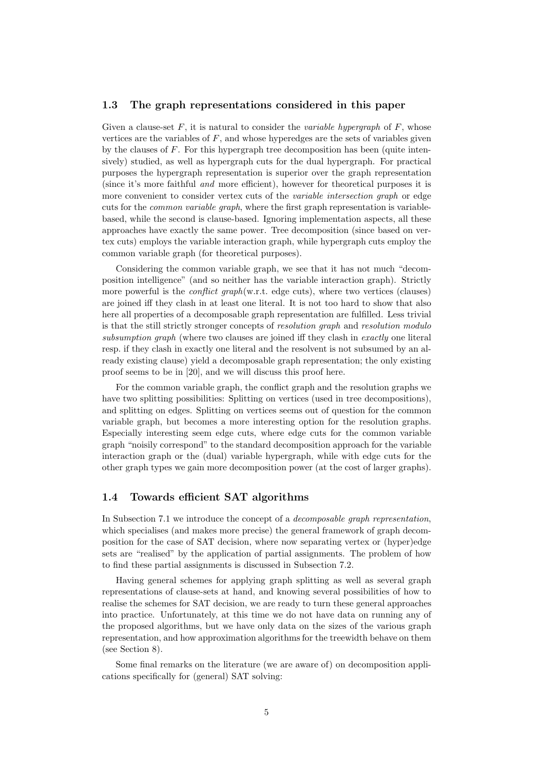### 1.3 The graph representations considered in this paper

Given a clause-set $F$, it is natural to consider the *variable hypergraph* of $F$, whose vertices are the variables of $F$, and whose hyperedges are the sets of variables given by the clauses of $F$. For this hypergraph tree decomposition has been (quite intensively) studied, as well as hypergraph cuts for the dual hypergraph. For practical purposes the hypergraph representation is superior over the graph representation (since it's more faithful *and* more efficient), however for theoretical purposes it is more convenient to consider vertex cuts of the *variable intersection graph* or edge cuts for the *common variable graph*, where the first graph representation is variable-based, while the second is clause-based. Ignoring implementation aspects, all these approaches have exactly the same power. Tree decomposition (since based on vertex cuts) employs the variable interaction graph, while hypergraph cuts employ the common variable graph (for theoretical purposes).

Considering the common variable graph, we see that it has not much "decomposition intelligence" (and so neither has the variable interaction graph). Strictly more powerful is the *conflict graph*(w.r.t. edge cuts), where two vertices (clauses) are joined iff they clash in at least one literal. It is not too hard to show that also here all properties of a decomposable graph representation are fulfilled. Less trivial is that the still strictly stronger concepts of *resolution graph* and *resolution modulo subsumption graph* (where two clauses are joined iff they clash in *exactly* one literal resp. if they clash in exactly one literal and the resolvent is not subsumed by an already existing clause) yield a decomposable graph representation; the only existing proof seems to be in [20], and we will discuss this proof here.

For the common variable graph, the conflict graph and the resolution graphs we have two splitting possibilities: Splitting on vertices (used in tree decompositions), and splitting on edges. Splitting on vertices seems out of question for the common variable graph, but becomes a more interesting option for the resolution graphs. Especially interesting seem edge cuts, where edge cuts for the common variable graph "noisily correspond" to the standard decomposition approach for the variable interaction graph or the (dual) variable hypergraph, while with edge cuts for the other graph types we gain more decomposition power (at the cost of larger graphs).

### 1.4 Towards efficient SAT algorithms

In Subsection 7.1 we introduce the concept of a *decomposable graph representation*, which specialises (and makes more precise) the general framework of graph decomposition for the case of SAT decision, where now separating vertex or (hyper)edge sets are "realised" by the application of partial assignments. The problem of how to find these partial assignments is discussed in Subsection 7.2.

Having general schemes for applying graph splitting as well as several graph representations of clause-sets at hand, and knowing several possibilities of how to realise the schemes for SAT decision, we are ready to turn these general approaches into practice. Unfortunately, at this time we do not have data on running any of the proposed algorithms, but we have only data on the sizes of the various graph representation, and how approximation algorithms for the treewidth behave on them (see Section 8).

Some final remarks on the literature (we are aware of) on decomposition applications specifically for (general) SAT solving: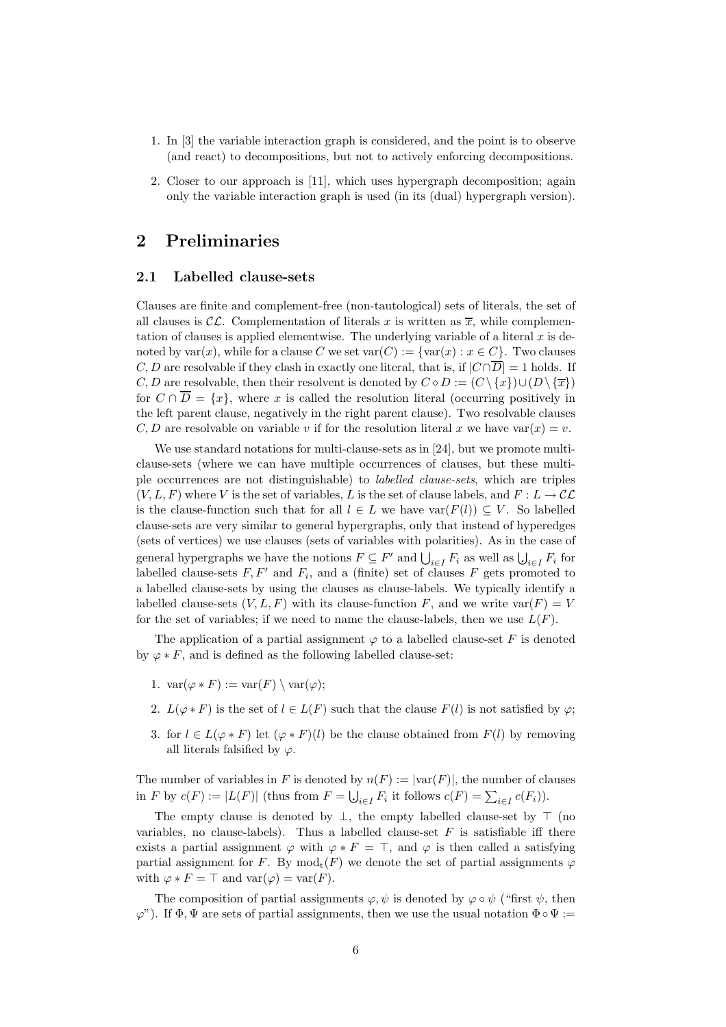1. In [3] the variable interaction graph is considered, and the point is to observe (and react) to decompositions, but not to actively enforcing decompositions.
2. Closer to our approach is [11], which uses hypergraph decomposition; again only the variable interaction graph is used (in its (dual) hypergraph version).

## 2 Preliminaries

### 2.1 Labelled clause-sets

Clauses are finite and complement-free (non-tautological) sets of literals, the set of all clauses is $\mathcal{CL}$. Complementation of literals $x$ is written as $\overline{x}$, while complementation of clauses is applied elementwise. The underlying variable of a literal $x$ is denoted by $\mathrm{var}(x)$, while for a clause $C$ we set $\mathrm{var}(C) := \{\mathrm{var}(x) : x \in C\}$. Two clauses $C, D$ are resolvable if they clash in exactly one literal, that is, if $|C \cap \overline{D}| = 1$ holds. If $C, D$ are resolvable, then their resolvent is denoted by $C \diamond D := (C \setminus \{x\}) \cup (D \setminus \{\overline{x}\})$ for $C \cap \overline{D} = \{x\}$, where $x$ is called the resolution literal (occurring positively in the left parent clause, negatively in the right parent clause). Two resolvable clauses $C, D$ are resolvable on variable $v$ if for the resolution literal $x$ we have $\mathrm{var}(x) = v$.

We use standard notations for multi-clause-sets as in [24], but we promote multi-clause-sets (where we can have multiple occurrences of clauses, but these multiple occurrences are not distinguishable) to *labelled clause-sets*, which are triples $(V, L, F)$ where $V$ is the set of variables, $L$ is the set of clause labels, and $F : L \to \mathcal{CL}$ is the clause-function such that for all $l \in L$ we have $\mathrm{var}(F(l)) \subseteq V$. So labelled clause-sets are very similar to general hypergraphs, only that instead of hyperedges (sets of vertices) we use clauses (sets of variables with polarities). As in the case of general hypergraphs we have the notions $F \subseteq F'$ and $\bigcup_{i \in I} F_i$ as well as $\biguplus_{i \in I} F_i$ for labelled clause-sets $F, F'$ and $F_i$, and a (finite) set of clauses $F$ gets promoted to a labelled clause-sets by using the clauses as clause-labels. We typically identify a labelled clause-sets $(V, L, F)$ with its clause-function $F$, and we write $\mathrm{var}(F) = V$ for the set of variables; if we need to name the clause-labels, then we use $L(F)$.

The application of a partial assignment $\varphi$ to a labelled clause-set $F$ is denoted by $\varphi * F$, and is defined as the following labelled clause-set:

1. $\mathrm{var}(\varphi * F) := \mathrm{var}(F) \setminus \mathrm{var}(\varphi)$;
2. $L(\varphi * F)$ is the set of $l \in L(F)$ such that the clause $F(l)$ is not satisfied by $\varphi$;
3. for $l \in L(\varphi * F)$ let $(\varphi * F)(l)$ be the clause obtained from $F(l)$ by removing all literals falsified by $\varphi$.

The number of variables in $F$ is denoted by $n(F) := |\mathrm{var}(F)|$, the number of clauses in $F$ by $c(F) := |L(F)|$ (thus from $F = \biguplus_{i \in I} F_i$ it follows $c(F) = \sum_{i \in I} c(F_i)$).

The empty clause is denoted by $\bot$, the empty labelled clause-set by $\top$ (no variables, no clause-labels). Thus a labelled clause-set $F$ is satisfiable iff there exists a partial assignment $\varphi$ with $\varphi * F = \top$, and $\varphi$ is then called a satisfying partial assignment for $F$. By $\mathrm{mod}_{\mathrm{t}}(F)$ we denote the set of partial assignments $\varphi$ with $\varphi * F = \top$ and $\mathrm{var}(\varphi) = \mathrm{var}(F)$.

The composition of partial assignments $\varphi, \psi$ is denoted by $\varphi \circ \psi$ ("first $\psi$, then $\varphi$"). If $\Phi, \Psi$ are sets of partial assignments, then we use the usual notation $\Phi \circ \Psi :=$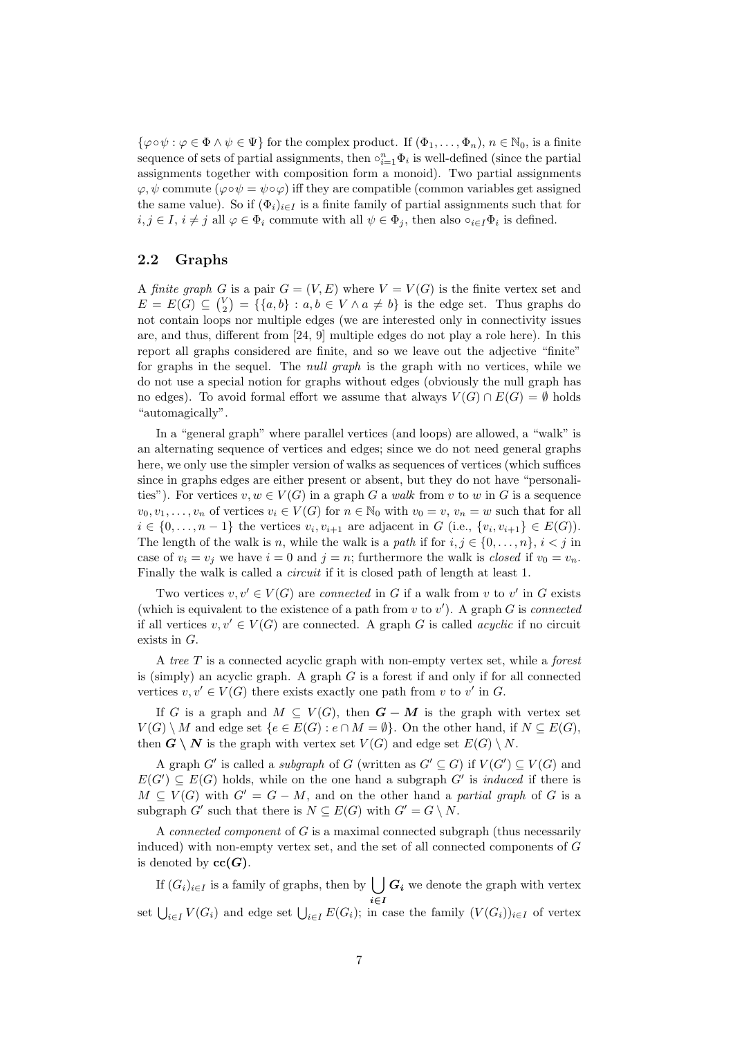$\{\varphi \circ \psi : \varphi \in \Phi \wedge \psi \in \Psi\}$ for the complex product. If $(\Phi_1, \dots, \Phi_n)$, $n \in \mathbb{N}_0$, is a finite sequence of sets of partial assignments, then $\circ_{i=1}^{n} \Phi_i$ is well-defined (since the partial assignments together with composition form a monoid). Two partial assignments $\varphi, \psi$ commute ($\varphi \circ \psi = \psi \circ \varphi$) iff they are compatible (common variables get assigned the same value). So if $(\Phi_i)_{i \in I}$ is a finite family of partial assignments such that for $i, j \in I$, $i \neq j$ all $\varphi \in \Phi_i$ commute with all $\psi \in \Phi_j$, then also $\circ_{i \in I} \Phi_i$ is defined.

## 2.2 Graphs

A *finite graph* $G$ is a pair $G = (V, E)$ where $V = V(G)$ is the finite vertex set and $E = E(G) \subseteq \binom{V}{2} = \{\{a, b\} : a, b \in V \wedge a \neq b\}$ is the edge set. Thus graphs do not contain loops nor multiple edges (we are interested only in connectivity issues are, and thus, different from [24, 9] multiple edges do not play a role here). In this report all graphs considered are finite, and so we leave out the adjective "finite" for graphs in the sequel. The *null graph* is the graph with no vertices, while we do not use a special notion for graphs without edges (obviously the null graph has no edges). To avoid formal effort we assume that always $V(G) \cap E(G) = \emptyset$ holds "automagically".

In a "general graph" where parallel vertices (and loops) are allowed, a "walk" is an alternating sequence of vertices and edges; since we do not need general graphs here, we only use the simpler version of walks as sequences of vertices (which suffices since in graphs edges are either present or absent, but they do not have "personalities"). For vertices $v, w \in V(G)$ in a graph $G$ a *walk* from $v$ to $w$ in $G$ is a sequence $v_0, v_1, \dots, v_n$ of vertices $v_i \in V(G)$ for $n \in \mathbb{N}_0$ with $v_0 = v$, $v_n = w$ such that for all $i \in \{0, \dots, n-1\}$ the vertices $v_i, v_{i+1}$ are adjacent in $G$ (i.e., $\{v_i, v_{i+1}\} \in E(G)$). The length of the walk is $n$, while the walk is a *path* if for $i, j \in \{0, \dots, n\}$, $i < j$ in case of $v_i = v_j$ we have $i = 0$ and $j = n$; furthermore the walk is *closed* if $v_0 = v_n$. Finally the walk is called a *circuit* if it is closed path of length at least 1.

Two vertices $v, v' \in V(G)$ are *connected* in $G$ if a walk from $v$ to $v'$ in $G$ exists (which is equivalent to the existence of a path from $v$ to $v'$). A graph $G$ is *connected* if all vertices $v, v' \in V(G)$ are connected. A graph $G$ is called *acyclic* if no circuit exists in $G$.

A *tree* $T$ is a connected acyclic graph with non-empty vertex set, while a *forest* is (simply) an acyclic graph. A graph $G$ is a forest if and only if for all connected vertices $v, v' \in V(G)$ there exists exactly one path from $v$ to $v'$ in $G$.

If $G$ is a graph and $M \subseteq V(G)$, then $\boldsymbol{G - M}$ is the graph with vertex set $V(G) \setminus M$ and edge set $\{e \in E(G) : e \cap M = \emptyset\}$. On the other hand, if $N \subseteq E(G)$, then $\boldsymbol{G \setminus N}$ is the graph with vertex set $V(G)$ and edge set $E(G) \setminus N$.

A graph $G'$ is called a *subgraph* of $G$ (written as $G' \subseteq G$) if $V(G') \subseteq V(G)$ and $E(G') \subseteq E(G)$ holds, while on the one hand a subgraph $G'$ is *induced* if there is $M \subseteq V(G)$ with $G' = G - M$, and on the other hand a *partial graph* of $G$ is a subgraph $G'$ such that there is $N \subseteq E(G)$ with $G' = G \setminus N$.

A *connected component* of $G$ is a maximal connected subgraph (thus necessarily induced) with non-empty vertex set, and the set of all connected components of $G$ is denoted by $\mathbf{cc}(\boldsymbol{G})$.

If $(G_i)_{i \in I}$ is a family of graphs, then by $\bigcup_{\boldsymbol{i \in I}} \boldsymbol{G_i}$ we denote the graph with vertex set $\bigcup_{i \in I} V(G_i)$ and edge set $\bigcup_{i \in I} E(G_i)$; in case the family $(V(G_i))_{i \in I}$ of vertex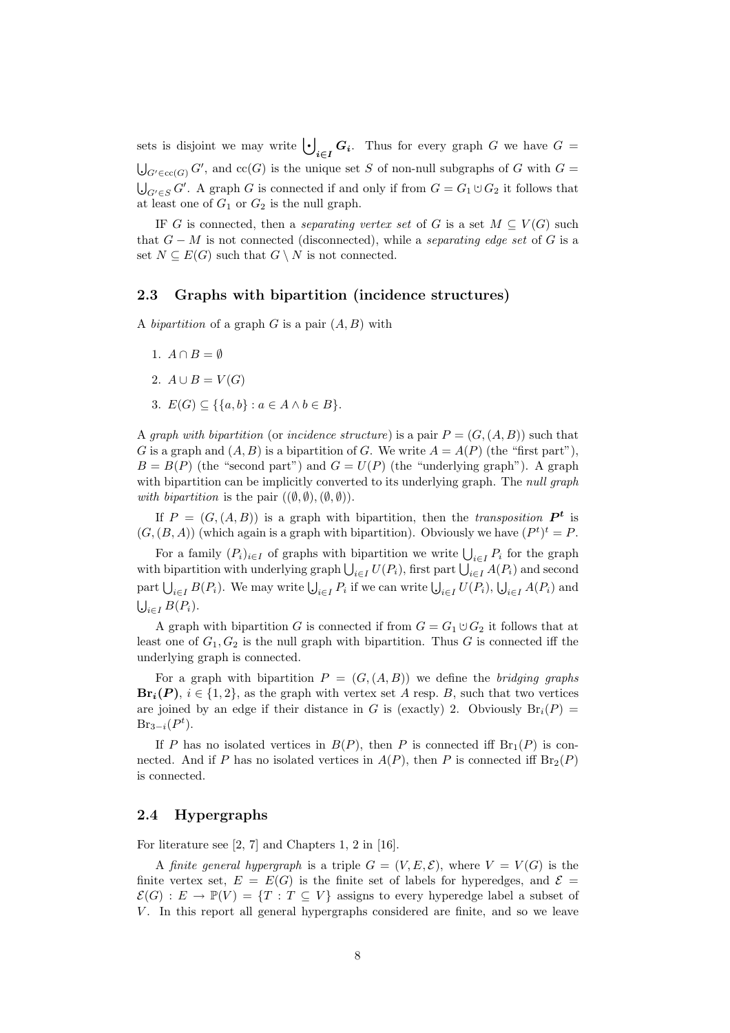sets is disjoint we may write $\dot\bigcup_{i \in I} \boldsymbol{G_i}$. Thus for every graph $G$ we have $G = \bigcup_{G' \in \mathrm{cc}(G)} G'$, and $\mathrm{cc}(G)$ is the unique set $S$ of non-null subgraphs of $G$ with $G = \bigcup_{G' \in S} G'$. A graph $G$ is connected if and only if from $G = G_1 \,\dot\cup\, G_2$ it follows that at least one of $G_1$ or $G_2$ is the null graph.

IF $G$ is connected, then a *separating vertex set* of $G$ is a set $M \subseteq V(G)$ such that $G - M$ is not connected (disconnected), while a *separating edge set* of $G$ is a set $N \subseteq E(G)$ such that $G \setminus N$ is not connected.

### 2.3 Graphs with bipartition (incidence structures)

A *bipartition* of a graph $G$ is a pair $(A, B)$ with

1. $A \cap B = \emptyset$
2. $A \cup B = V(G)$
3. $E(G) \subseteq \{\{a, b\} : a \in A \wedge b \in B\}$.

A *graph with bipartition* (or *incidence structure*) is a pair $P = (G, (A, B))$ such that $G$ is a graph and $(A, B)$ is a bipartition of $G$. We write $A = A(P)$ (the "first part"), $B = B(P)$ (the "second part") and $G = U(P)$ (the "underlying graph"). A graph with bipartition can be implicitly converted to its underlying graph. The *null graph with bipartition* is the pair $((\emptyset, \emptyset), (\emptyset, \emptyset))$.

If $P = (G, (A, B))$ is a graph with bipartition, then the *transposition* $\boldsymbol{P^t}$ is $(G, (B, A))$ (which again is a graph with bipartition). Obviously we have $(P^t)^t = P$.

For a family $(P_i)_{i \in I}$ of graphs with bipartition we write $\bigcup_{i \in I} P_i$ for the graph with bipartition with underlying graph $\bigcup_{i \in I} U(P_i)$, first part $\bigcup_{i \in I} A(P_i)$ and second part $\bigcup_{i \in I} B(P_i)$. We may write $\dot\bigcup_{i \in I} P_i$ if we can write $\dot\bigcup_{i \in I} U(P_i)$, $\dot\bigcup_{i \in I} A(P_i)$ and $\dot\bigcup_{i \in I} B(P_i)$.

A graph with bipartition $G$ is connected if from $G = G_1 \,\dot\cup\, G_2$ it follows that at least one of $G_1, G_2$ is the null graph with bipartition. Thus $G$ is connected iff the underlying graph is connected.

For a graph with bipartition $P = (G, (A, B))$ we define the *bridging graphs* $\mathbf{Br}_{\boldsymbol{i}}\boldsymbol{(P)}$, $i \in \{1, 2\}$, as the graph with vertex set $A$ resp. $B$, such that two vertices are joined by an edge if their distance in $G$ is (exactly) 2. Obviously $\mathrm{Br}_i(P) = \mathrm{Br}_{3-i}(P^t)$.

If $P$ has no isolated vertices in $B(P)$, then $P$ is connected iff $\mathrm{Br}_1(P)$ is connected. And if $P$ has no isolated vertices in $A(P)$, then $P$ is connected iff $\mathrm{Br}_2(P)$ is connected.

### 2.4 Hypergraphs

For literature see [2, 7] and Chapters 1, 2 in [16].

A *finite general hypergraph* is a triple $G = (V, E, \mathcal{E})$, where $V = V(G)$ is the finite vertex set, $E = E(G)$ is the finite set of labels for hyperedges, and $\mathcal{E} = \mathcal{E}(G) : E \to \mathbb{P}(V) = \{T : T \subseteq V\}$ assigns to every hyperedge label a subset of $V$. In this report all general hypergraphs considered are finite, and so we leave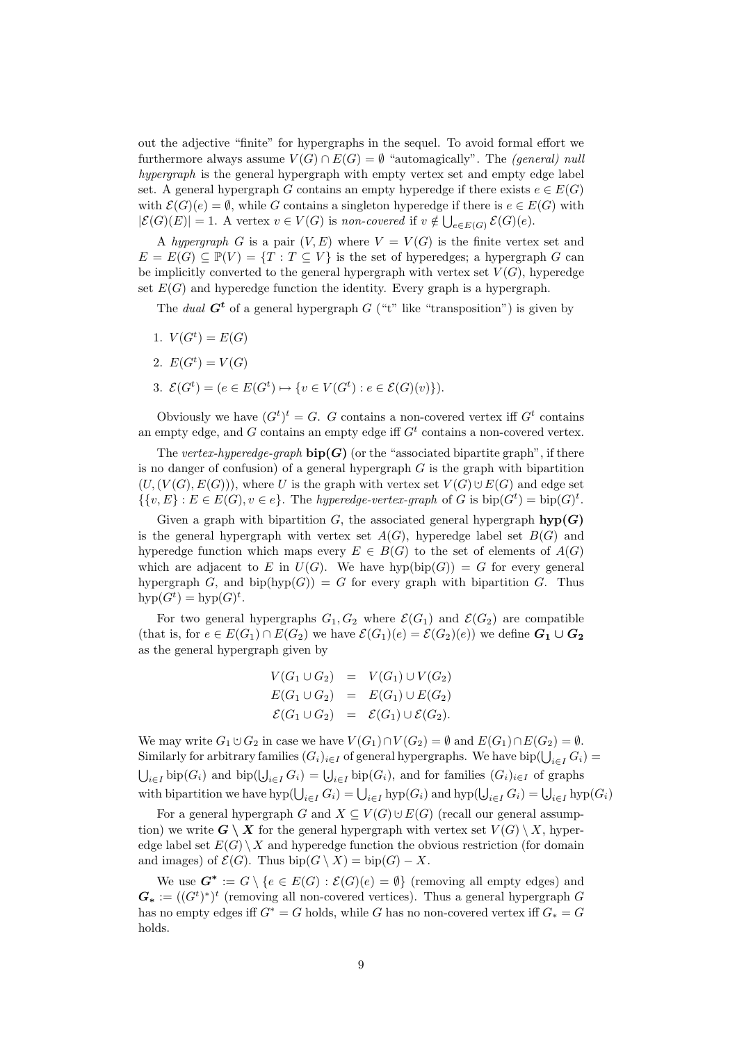out the adjective "finite" for hypergraphs in the sequel. To avoid formal effort we furthermore always assume $V(G) \cap E(G) = \emptyset$ "automagically". The *(general) null hypergraph* is the general hypergraph with empty vertex set and empty edge label set. A general hypergraph $G$ contains an empty hyperedge if there exists $e \in E(G)$ with $\mathcal{E}(G)(e) = \emptyset$, while $G$ contains a singleton hyperedge if there is $e \in E(G)$ with $|\mathcal{E}(G)(E)| = 1$. A vertex $v \in V(G)$ is *non-covered* if $v \notin \bigcup_{e \in E(G)} \mathcal{E}(G)(e)$.

A *hypergraph* $G$ is a pair $(V, E)$ where $V = V(G)$ is the finite vertex set and $E = E(G) \subseteq \mathbb{P}(V) = \{T : T \subseteq V\}$ is the set of hyperedges; a hypergraph $G$ can be implicitly converted to the general hypergraph with vertex set $V(G)$, hyperedge set $E(G)$ and hyperedge function the identity. Every graph is a hypergraph.

The *dual* $\boldsymbol{G^t}$ of a general hypergraph $G$ ("t" like "transposition") is given by

1. $V(G^t) = E(G)$
2. $E(G^t) = V(G)$
3. $\mathcal{E}(G^t) = (e \in E(G^t) \mapsto \{v \in V(G^t) : e \in \mathcal{E}(G)(v)\})$.

Obviously we have $(G^t)^t = G$. $G$ contains a non-covered vertex iff $G^t$ contains an empty edge, and $G$ contains an empty edge iff $G^t$ contains a non-covered vertex.

The *vertex-hyperedge-graph* $\mathbf{bip}(\boldsymbol{G})$ (or the "associated bipartite graph", if there is no danger of confusion) of a general hypergraph $G$ is the graph with bipartition $(U, (V(G), E(G)))$, where $U$ is the graph with vertex set $V(G) \mathbin{\dot\cup} E(G)$ and edge set $\{\{v, E\} : E \in E(G), v \in e\}$. The *hyperedge-vertex-graph* of $G$ is $\mathrm{bip}(G^t) = \mathrm{bip}(G)^t$.

Given a graph with bipartition $G$, the associated general hypergraph $\mathbf{hyp}(\boldsymbol{G})$ is the general hypergraph with vertex set $A(G)$, hyperedge label set $B(G)$ and hyperedge function which maps every $E \in B(G)$ to the set of elements of $A(G)$ which are adjacent to $E$ in $U(G)$. We have $\mathrm{hyp}(\mathrm{bip}(G)) = G$ for every general hypergraph $G$, and $\mathrm{bip}(\mathrm{hyp}(G)) = G$ for every graph with bipartition $G$. Thus $\mathrm{hyp}(G^t) = \mathrm{hyp}(G)^t$.

For two general hypergraphs $G_1, G_2$ where $\mathcal{E}(G_1)$ and $\mathcal{E}(G_2)$ are compatible (that is, for $e \in E(G_1) \cap E(G_2)$ we have $\mathcal{E}(G_1)(e) = \mathcal{E}(G_2)(e)$) we define $\boldsymbol{G_1 \cup G_2}$ as the general hypergraph given by

$$\begin{aligned}
V(G_1 \cup G_2) &= V(G_1) \cup V(G_2) \\
E(G_1 \cup G_2) &= E(G_1) \cup E(G_2) \\
\mathcal{E}(G_1 \cup G_2) &= \mathcal{E}(G_1) \cup \mathcal{E}(G_2).
\end{aligned}$$

We may write $G_1 \mathbin{\dot\cup} G_2$ in case we have $V(G_1) \cap V(G_2) = \emptyset$ and $E(G_1) \cap E(G_2) = \emptyset$. Similarly for arbitrary families $(G_i)_{i \in I}$ of general hypergraphs. We have $\mathrm{bip}(\bigcup_{i \in I} G_i) = \bigcup_{i \in I} \mathrm{bip}(G_i)$ and $\mathrm{bip}(\dot\bigcup_{i \in I} G_i) = \dot\bigcup_{i \in I} \mathrm{bip}(G_i)$, and for families $(G_i)_{i \in I}$ of graphs with bipartition we have $\mathrm{hyp}(\bigcup_{i \in I} G_i) = \bigcup_{i \in I} \mathrm{hyp}(G_i)$ and $\mathrm{hyp}(\dot\bigcup_{i \in I} G_i) = \dot\bigcup_{i \in I} \mathrm{hyp}(G_i)$

For a general hypergraph $G$ and $X \subseteq V(G) \mathbin{\dot\cup} E(G)$ (recall our general assumption) we write $\boldsymbol{G \setminus X}$ for the general hypergraph with vertex set $V(G) \setminus X$, hyperedge label set $E(G) \setminus X$ and hyperedge function the obvious restriction (for domain and images) of $\mathcal{E}(G)$. Thus $\mathrm{bip}(G \setminus X) = \mathrm{bip}(G) - X$.

We use $\boldsymbol{G^*} := G \setminus \{e \in E(G) : \mathcal{E}(G)(e) = \emptyset\}$ (removing all empty edges) and $\boldsymbol{G_*} := ((G^t)^*)^t$ (removing all non-covered vertices). Thus a general hypergraph $G$ has no empty edges iff $G^* = G$ holds, while $G$ has no non-covered vertex iff $G_* = G$ holds.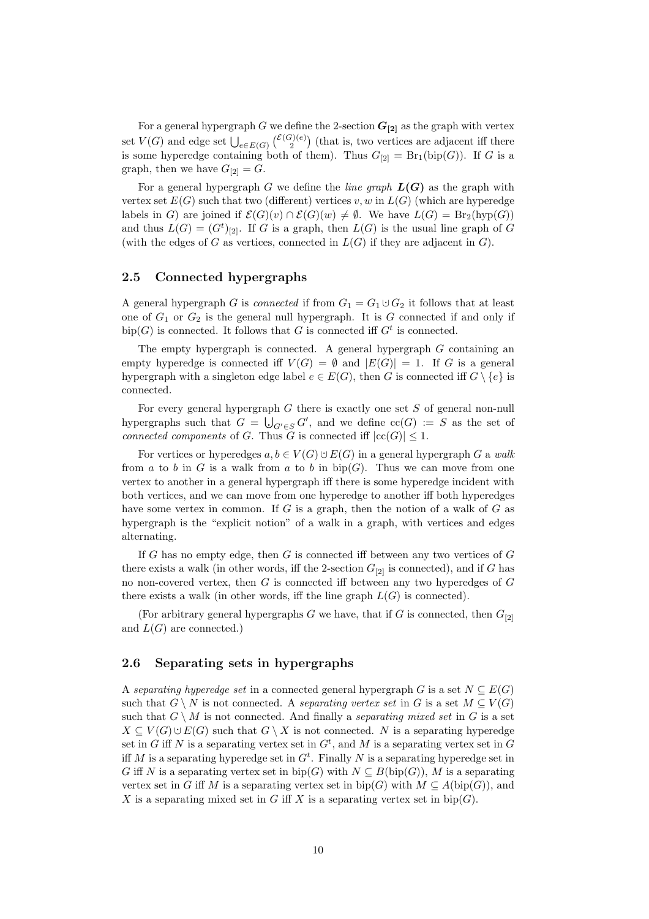For a general hypergraph $G$ we define the 2-section $\boldsymbol{G_{[2]}}$ as the graph with vertex set $V(G)$ and edge set $\bigcup_{e \in E(G)} \binom{\mathcal{E}(G)(e)}{2}$ (that is, two vertices are adjacent iff there is some hyperedge containing both of them). Thus $G_{[2]} = \mathrm{Br}_1(\mathrm{bip}(G))$. If $G$ is a graph, then we have $G_{[2]} = G$.

For a general hypergraph $G$ we define the *line graph* $\boldsymbol{L(G)}$ as the graph with vertex set $E(G)$ such that two (different) vertices $v, w$ in $L(G)$ (which are hyperedge labels in $G$) are joined if $\mathcal{E}(G)(v) \cap \mathcal{E}(G)(w) \neq \emptyset$. We have $L(G) = \mathrm{Br}_2(\mathrm{hyp}(G))$ and thus $L(G) = (G^t)_{[2]}$. If $G$ is a graph, then $L(G)$ is the usual line graph of $G$ (with the edges of $G$ as vertices, connected in $L(G)$ if they are adjacent in $G$).

### 2.5 Connected hypergraphs

A general hypergraph $G$ is *connected* if from $G_1 = G_1 \uplus G_2$ it follows that at least one of $G_1$ or $G_2$ is the general null hypergraph. It is $G$ connected if and only if $\mathrm{bip}(G)$ is connected. It follows that $G$ is connected iff $G^t$ is connected.

The empty hypergraph is connected. A general hypergraph $G$ containing an empty hyperedge is connected iff $V(G) = \emptyset$ and $|E(G)| = 1$. If $G$ is a general hypergraph with a singleton edge label $e \in E(G)$, then $G$ is connected iff $G \setminus \{e\}$ is connected.

For every general hypergraph $G$ there is exactly one set $S$ of general non-null hypergraphs such that $G = \biguplus_{G' \in S} G'$, and we define $\mathrm{cc}(G) := S$ as the set of *connected components* of $G$. Thus $G$ is connected iff $|\mathrm{cc}(G)| \leq 1$.

For vertices or hyperedges $a, b \in V(G) \uplus E(G)$ in a general hypergraph $G$ a *walk* from $a$ to $b$ in $G$ is a walk from $a$ to $b$ in $\mathrm{bip}(G)$. Thus we can move from one vertex to another in a general hypergraph iff there is some hyperedge incident with both vertices, and we can move from one hyperedge to another iff both hyperedges have some vertex in common. If $G$ is a graph, then the notion of a walk of $G$ as hypergraph is the "explicit notion" of a walk in a graph, with vertices and edges alternating.

If $G$ has no empty edge, then $G$ is connected iff between any two vertices of $G$ there exists a walk (in other words, iff the 2-section $G_{[2]}$ is connected), and if $G$ has no non-covered vertex, then $G$ is connected iff between any two hyperedges of $G$ there exists a walk (in other words, iff the line graph $L(G)$ is connected).

(For arbitrary general hypergraphs $G$ we have, that if $G$ is connected, then $G_{[2]}$ and $L(G)$ are connected.)

### 2.6 Separating sets in hypergraphs

A *separating hyperedge set* in a connected general hypergraph $G$ is a set $N \subseteq E(G)$ such that $G \setminus N$ is not connected. A *separating vertex set* in $G$ is a set $M \subseteq V(G)$ such that $G \setminus M$ is not connected. And finally a *separating mixed set* in $G$ is a set $X \subseteq V(G) \uplus E(G)$ such that $G \setminus X$ is not connected. $N$ is a separating hyperedge set in $G$ iff $N$ is a separating vertex set in $G^t$, and $M$ is a separating vertex set in $G$ iff $M$ is a separating hyperedge set in $G^t$. Finally $N$ is a separating hyperedge set in $G$ iff $N$ is a separating vertex set in $\mathrm{bip}(G)$ with $N \subseteq B(\mathrm{bip}(G))$, $M$ is a separating vertex set in $G$ iff $M$ is a separating vertex set in $\mathrm{bip}(G)$ with $M \subseteq A(\mathrm{bip}(G))$, and $X$ is a separating mixed set in $G$ iff $X$ is a separating vertex set in $\mathrm{bip}(G)$.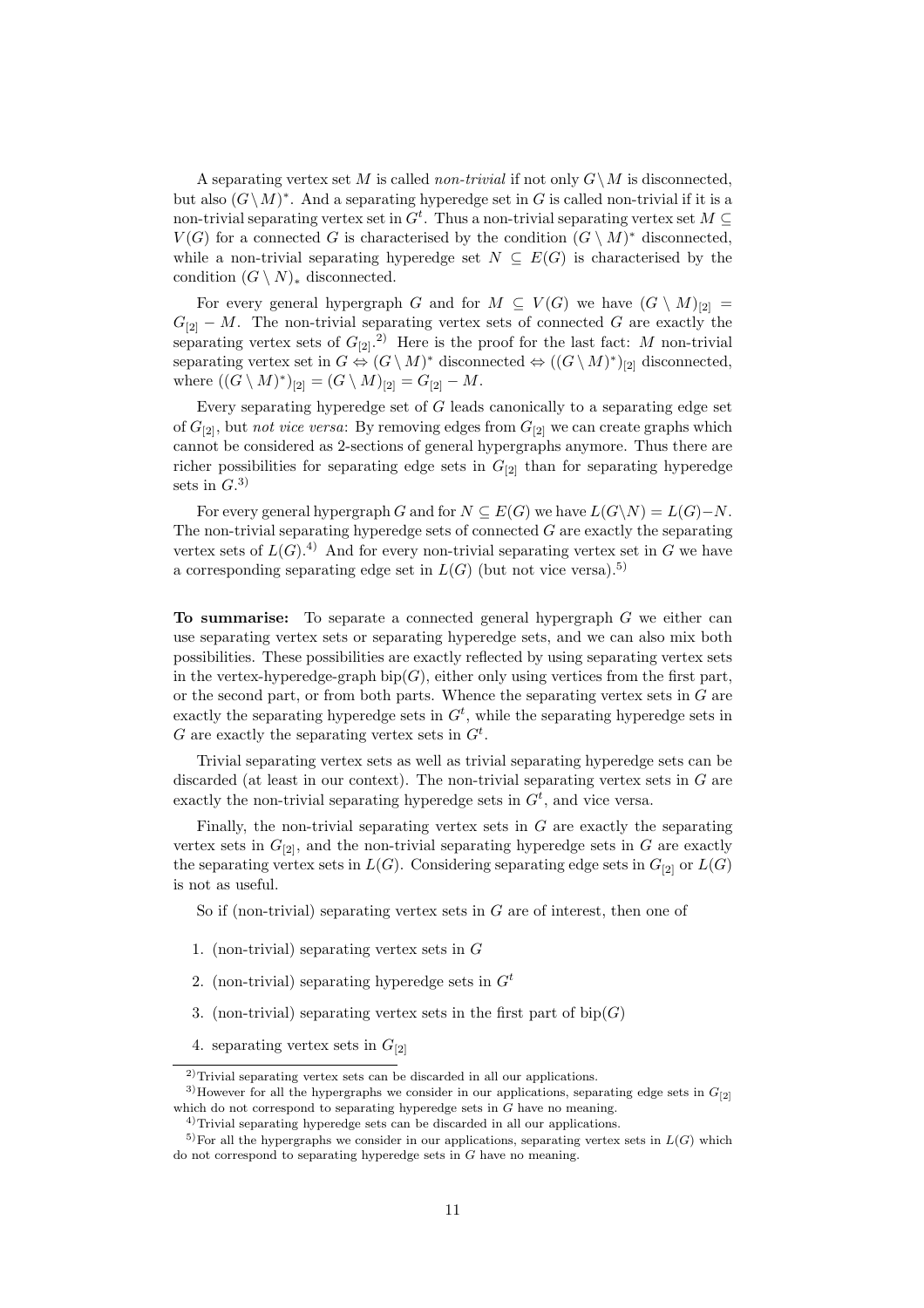A separating vertex set $M$ is called *non-trivial* if not only $G \setminus M$ is disconnected, but also $(G \setminus M)^*$. And a separating hyperedge set in $G$ is called non-trivial if it is a non-trivial separating vertex set in $G^t$. Thus a non-trivial separating vertex set $M \subseteq V(G)$ for a connected $G$ is characterised by the condition $(G \setminus M)^*$ disconnected, while a non-trivial separating hyperedge set $N \subseteq E(G)$ is characterised by the condition $(G \setminus N)_*$ disconnected.

For every general hypergraph $G$ and for $M \subseteq V(G)$ we have $(G \setminus M)_{[2]} = G_{[2]} - M$. The non-trivial separating vertex sets of connected $G$ are exactly the separating vertex sets of $G_{[2]}$.[2] Here is the proof for the last fact: $M$ non-trivial separating vertex set in $G \Leftrightarrow (G \setminus M)^*$ disconnected $\Leftrightarrow ((G \setminus M)^*)_{[2]}$ disconnected, where $((G \setminus M)^*)_{[2]} = (G \setminus M)_{[2]} = G_{[2]} - M$.

Every separating hyperedge set of $G$ leads canonically to a separating edge set of $G_{[2]}$, but *not vice versa*: By removing edges from $G_{[2]}$ we can create graphs which cannot be considered as 2-sections of general hypergraphs anymore. Thus there are richer possibilities for separating edge sets in $G_{[2]}$ than for separating hyperedge sets in $G$.[3]

For every general hypergraph $G$ and for $N \subseteq E(G)$ we have $L(G \setminus N) = L(G) - N$. The non-trivial separating hyperedge sets of connected $G$ are exactly the separating vertex sets of $L(G)$.[4] And for every non-trivial separating vertex set in $G$ we have a corresponding separating edge set in $L(G)$ (but not vice versa).[5]

**To summarise:** To separate a connected general hypergraph $G$ we either can use separating vertex sets or separating hyperedge sets, and we can also mix both possibilities. These possibilities are exactly reflected by using separating vertex sets in the vertex-hyperedge-graph $\mathrm{bip}(G)$, either only using vertices from the first part, or the second part, or from both parts. Whence the separating vertex sets in $G$ are exactly the separating hyperedge sets in $G^t$, while the separating hyperedge sets in $G$ are exactly the separating vertex sets in $G^t$.

Trivial separating vertex sets as well as trivial separating hyperedge sets can be discarded (at least in our context). The non-trivial separating vertex sets in $G$ are exactly the non-trivial separating hyperedge sets in $G^t$, and vice versa.

Finally, the non-trivial separating vertex sets in $G$ are exactly the separating vertex sets in $G_{[2]}$, and the non-trivial separating hyperedge sets in $G$ are exactly the separating vertex sets in $L(G)$. Considering separating edge sets in $G_{[2]}$ or $L(G)$ is not as useful.

So if (non-trivial) separating vertex sets in $G$ are of interest, then one of

1. (non-trivial) separating vertex sets in $G$
2. (non-trivial) separating hyperedge sets in $G^t$
3. (non-trivial) separating vertex sets in the first part of $\mathrm{bip}(G)$
4. separating vertex sets in $G_{[2]}$

---

[2] Trivial separating vertex sets can be discarded in all our applications.

[3] However for all the hypergraphs we consider in our applications, separating edge sets in $G_{[2]}$ which do not correspond to separating hyperedge sets in $G$ have no meaning.

[4] Trivial separating hyperedge sets can be discarded in all our applications.

[5] For all the hypergraphs we consider in our applications, separating vertex sets in $L(G)$ which do not correspond to separating hyperedge sets in $G$ have no meaning.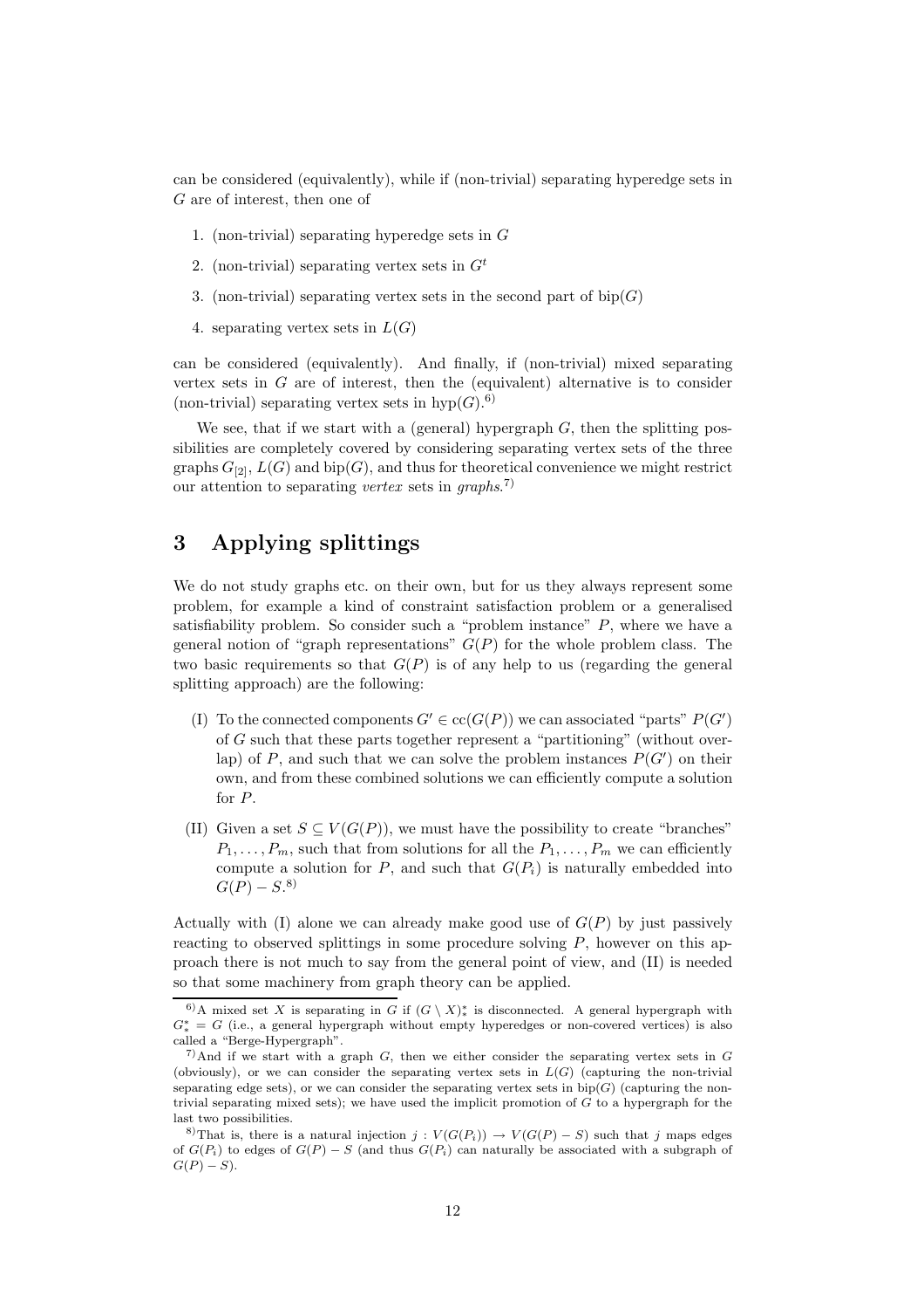can be considered (equivalently), while if (non-trivial) separating hyperedge sets in $G$ are of interest, then one of

1. (non-trivial) separating hyperedge sets in $G$
2. (non-trivial) separating vertex sets in $G^t$
3. (non-trivial) separating vertex sets in the second part of $\mathrm{bip}(G)$
4. separating vertex sets in $L(G)$

can be considered (equivalently). And finally, if (non-trivial) mixed separating vertex sets in $G$ are of interest, then the (equivalent) alternative is to consider (non-trivial) separating vertex sets in $\mathrm{hyp}(G)$.[6)]

We see, that if we start with a (general) hypergraph $G$, then the splitting possibilities are completely covered by considering separating vertex sets of the three graphs $G_{[2]}$, $L(G)$ and $\mathrm{bip}(G)$, and thus for theoretical convenience we might restrict our attention to separating *vertex* sets in *graphs*.[7)]

# 3 Applying splittings

We do not study graphs etc. on their own, but for us they always represent some problem, for example a kind of constraint satisfaction problem or a generalised satisfiability problem. So consider such a "problem instance" $P$, where we have a general notion of "graph representations" $G(P)$ for the whole problem class. The two basic requirements so that $G(P)$ is of any help to us (regarding the general splitting approach) are the following:

(I) To the connected components $G' \in \mathrm{cc}(G(P))$ we can associated "parts" $P(G')$ of $G$ such that these parts together represent a "partitioning" (without overlap) of $P$, and such that we can solve the problem instances $P(G')$ on their own, and from these combined solutions we can efficiently compute a solution for $P$.

(II) Given a set $S \subseteq V(G(P))$, we must have the possibility to create "branches" $P_1, \dots, P_m$, such that from solutions for all the $P_1, \dots, P_m$ we can efficiently compute a solution for $P$, and such that $G(P_i)$ is naturally embedded into $G(P) - S$.[8)]

Actually with (I) alone we can already make good use of $G(P)$ by just passively reacting to observed splittings in some procedure solving $P$, however on this approach there is not much to say from the general point of view, and (II) is needed so that some machinery from graph theory can be applied.

---

[6)] A mixed set $X$ is separating in $G$ if $(G \setminus X)^*_*$ is disconnected. A general hypergraph with $G^*_* = G$ (i.e., a general hypergraph without empty hyperedges or non-covered vertices) is also called a "Berge-Hypergraph".

[7)] And if we start with a graph $G$, then we either consider the separating vertex sets in $G$ (obviously), or we can consider the separating vertex sets in $L(G)$ (capturing the non-trivial separating edge sets), or we can consider the separating vertex sets in $\mathrm{bip}(G)$ (capturing the non-trivial separating mixed sets); we have used the implicit promotion of $G$ to a hypergraph for the last two possibilities.

[8)] That is, there is a natural injection $j : V(G(P_i)) \to V(G(P) - S)$ such that $j$ maps edges of $G(P_i)$ to edges of $G(P) - S$ (and thus $G(P_i)$ can naturally be associated with a subgraph of $G(P) - S$).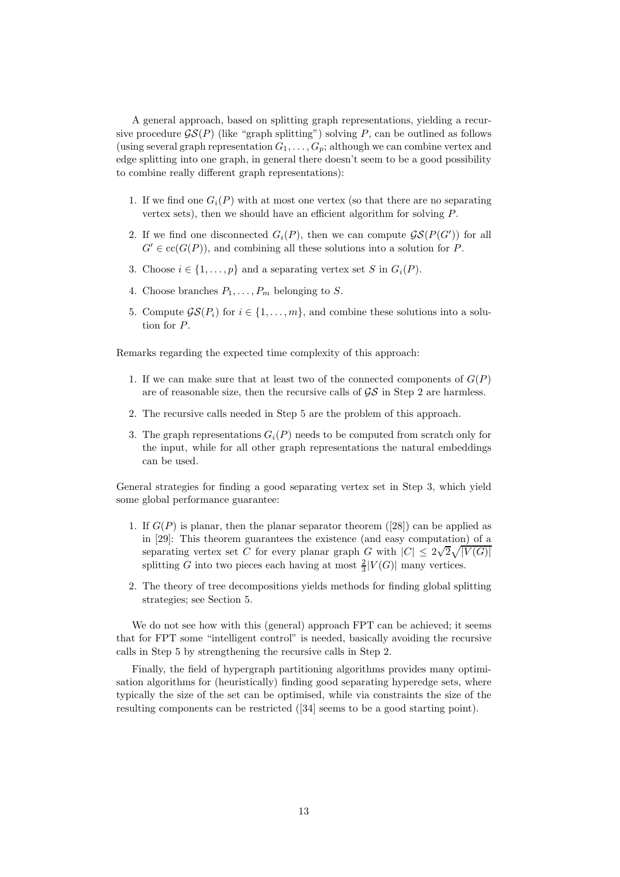A general approach, based on splitting graph representations, yielding a recursive procedure $\mathcal{GS}(P)$ (like "graph splitting") solving $P$, can be outlined as follows (using several graph representation $G_1, \dots, G_p$; although we can combine vertex and edge splitting into one graph, in general there doesn't seem to be a good possibility to combine really different graph representations):

1. If we find one $G_i(P)$ with at most one vertex (so that there are no separating vertex sets), then we should have an efficient algorithm for solving $P$.
2. If we find one disconnected $G_i(P)$, then we can compute $\mathcal{GS}(P(G'))$ for all $G' \in \mathrm{cc}(G(P))$, and combining all these solutions into a solution for $P$.
3. Choose $i \in \{1, \dots, p\}$ and a separating vertex set $S$ in $G_i(P)$.
4. Choose branches $P_1, \dots, P_m$ belonging to $S$.
5. Compute $\mathcal{GS}(P_i)$ for $i \in \{1, \dots, m\}$, and combine these solutions into a solution for $P$.

Remarks regarding the expected time complexity of this approach:

1. If we can make sure that at least two of the connected components of $G(P)$ are of reasonable size, then the recursive calls of $\mathcal{GS}$ in Step 2 are harmless.
2. The recursive calls needed in Step 5 are the problem of this approach.
3. The graph representations $G_i(P)$ needs to be computed from scratch only for the input, while for all other graph representations the natural embeddings can be used.

General strategies for finding a good separating vertex set in Step 3, which yield some global performance guarantee:

1. If $G(P)$ is planar, then the planar separator theorem ([28]) can be applied as in [29]: This theorem guarantees the existence (and easy computation) of a separating vertex set $C$ for every planar graph $G$ with $|C| \leq 2\sqrt{2}\sqrt{|V(G)|}$ splitting $G$ into two pieces each having at most $\frac{2}{3}|V(G)|$ many vertices.
2. The theory of tree decompositions yields methods for finding global splitting strategies; see Section 5.

We do not see how with this (general) approach FPT can be achieved; it seems that for FPT some "intelligent control" is needed, basically avoiding the recursive calls in Step 5 by strengthening the recursive calls in Step 2.

Finally, the field of hypergraph partitioning algorithms provides many optimisation algorithms for (heuristically) finding good separating hyperedge sets, where typically the size of the set can be optimised, while via constraints the size of the resulting components can be restricted ([34] seems to be a good starting point).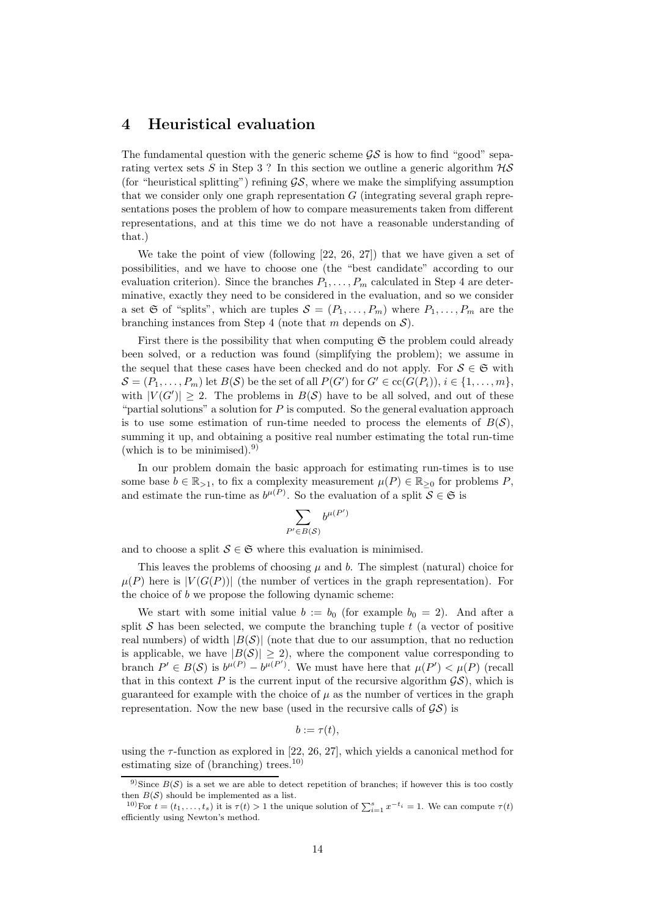## 4 Heuristical evaluation

The fundamental question with the generic scheme $\mathcal{GS}$ is how to find "good" separating vertex sets $S$ in Step 3 ? In this section we outline a generic algorithm $\mathcal{HS}$ (for "heuristical splitting") refining $\mathcal{GS}$, where we make the simplifying assumption that we consider only one graph representation $G$ (integrating several graph representations poses the problem of how to compare measurements taken from different representations, and at this time we do not have a reasonable understanding of that.)

We take the point of view (following [22, 26, 27]) that we have given a set of possibilities, and we have to choose one (the "best candidate" according to our evaluation criterion). Since the branches $P_1, \dots, P_m$ calculated in Step 4 are determinative, exactly they need to be considered in the evaluation, and so we consider a set $\mathfrak{S}$ of "splits", which are tuples $\mathcal{S} = (P_1, \dots, P_m)$ where $P_1, \dots, P_m$ are the branching instances from Step 4 (note that $m$ depends on $\mathcal{S}$).

First there is the possibility that when computing $\mathfrak{S}$ the problem could already been solved, or a reduction was found (simplifying the problem); we assume in the sequel that these cases have been checked and do not apply. For $\mathcal{S} \in \mathfrak{S}$ with $\mathcal{S} = (P_1, \dots, P_m)$ let $B(\mathcal{S})$ be the set of all $P(G')$ for $G' \in \operatorname{cc}(G(P_i))$, $i \in \{1, \dots, m\}$, with $|V(G')| \geq 2$. The problems in $B(\mathcal{S})$ have to be all solved, and out of these "partial solutions" a solution for $P$ is computed. So the general evaluation approach is to use some estimation of run-time needed to process the elements of $B(\mathcal{S})$, summing it up, and obtaining a positive real number estimating the total run-time (which is to be minimised).[9)]

In our problem domain the basic approach for estimating run-times is to use some base $b \in \mathbb{R}_{>1}$, to fix a complexity measurement $\mu(P) \in \mathbb{R}_{\geq 0}$ for problems $P$, and estimate the run-time as $b^{\mu(P)}$. So the evaluation of a split $\mathcal{S} \in \mathfrak{S}$ is

$$\sum_{P' \in B(\mathcal{S})} b^{\mu(P')}$$

and to choose a split $\mathcal{S} \in \mathfrak{S}$ where this evaluation is minimised.

This leaves the problems of choosing $\mu$ and $b$. The simplest (natural) choice for $\mu(P)$ here is $|V(G(P))|$ (the number of vertices in the graph representation). For the choice of $b$ we propose the following dynamic scheme:

We start with some initial value $b := b_0$ (for example $b_0 = 2$). And after a split $\mathcal{S}$ has been selected, we compute the branching tuple $t$ (a vector of positive real numbers) of width $|B(\mathcal{S})|$ (note that due to our assumption, that no reduction is applicable, we have $|B(\mathcal{S})| \geq 2$), where the component value corresponding to branch $P' \in B(\mathcal{S})$ is $b^{\mu(P)} - b^{\mu(P')}$. We must have here that $\mu(P') < \mu(P)$ (recall that in this context $P$ is the current input of the recursive algorithm $\mathcal{GS}$), which is guaranteed for example with the choice of $\mu$ as the number of vertices in the graph representation. Now the new base (used in the recursive calls of $\mathcal{GS}$) is

$$b := \tau(t),$$

using the $\tau$-function as explored in [22, 26, 27], which yields a canonical method for estimating size of (branching) trees.[10)]

[9)] Since $B(\mathcal{S})$ is a set we are able to detect repetition of branches; if however this is too costly then $B(\mathcal{S})$ should be implemented as a list.

[10)] For $t = (t_1, \dots, t_s)$ it is $\tau(t) > 1$ the unique solution of $\sum_{i=1}^{s} x^{-t_i} = 1$. We can compute $\tau(t)$ efficiently using Newton's method.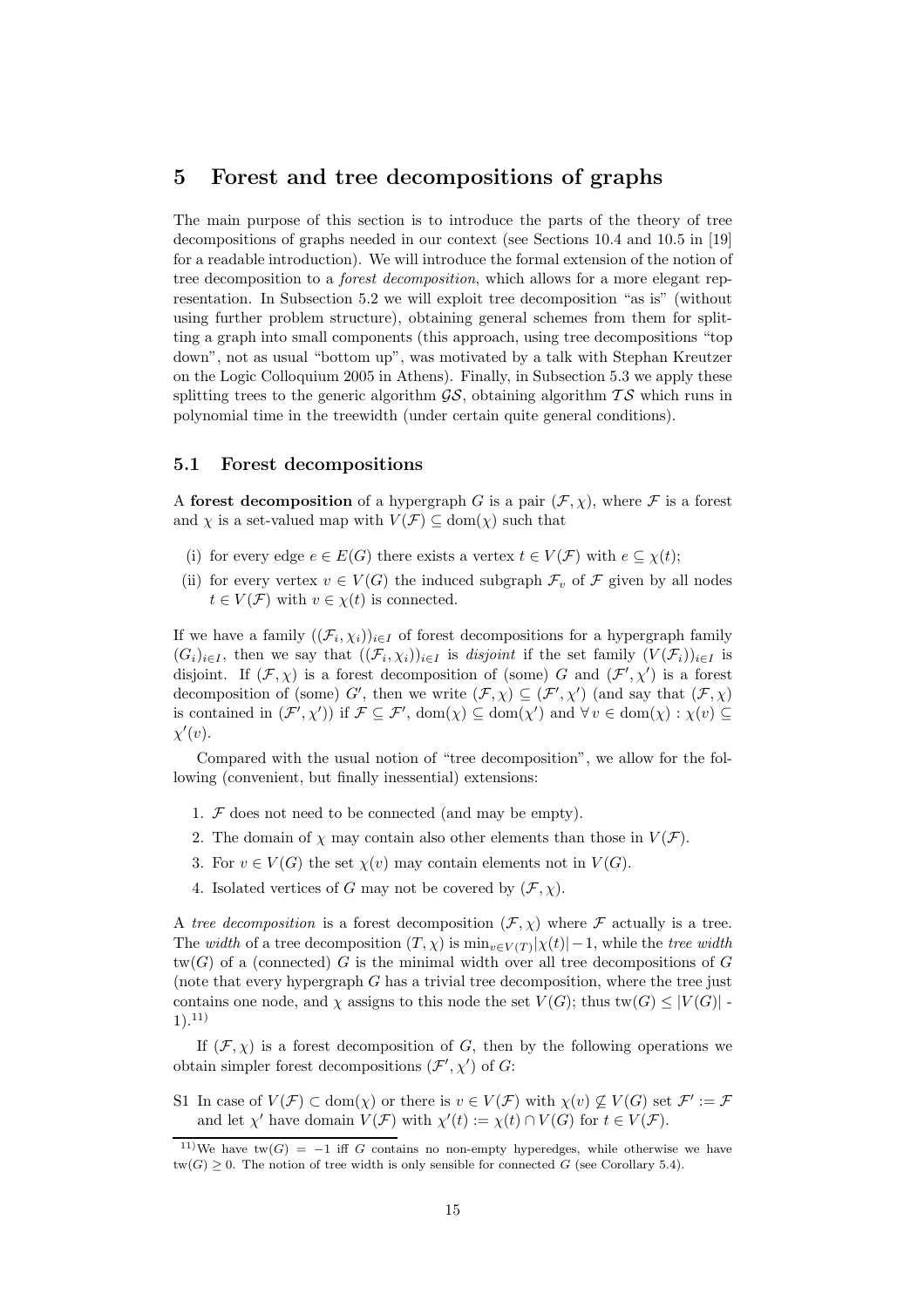## 5 Forest and tree decompositions of graphs

The main purpose of this section is to introduce the parts of the theory of tree decompositions of graphs needed in our context (see Sections 10.4 and 10.5 in [19] for a readable introduction). We will introduce the formal extension of the notion of tree decomposition to a *forest decomposition*, which allows for a more elegant representation. In Subsection 5.2 we will exploit tree decomposition "as is" (without using further problem structure), obtaining general schemes from them for splitting a graph into small components (this approach, using tree decompositions "top down", not as usual "bottom up", was motivated by a talk with Stephan Kreutzer on the Logic Colloquium 2005 in Athens). Finally, in Subsection 5.3 we apply these splitting trees to the generic algorithm $\mathcal{GS}$, obtaining algorithm $\mathcal{TS}$ which runs in polynomial time in the treewidth (under certain quite general conditions).

### 5.1 Forest decompositions

A **forest decomposition** of a hypergraph $G$ is a pair $(\mathcal{F}, \chi)$, where $\mathcal{F}$ is a forest and $\chi$ is a set-valued map with $V(\mathcal{F}) \subseteq \mathrm{dom}(\chi)$ such that

(i) for every edge $e \in E(G)$ there exists a vertex $t \in V(\mathcal{F})$ with $e \subseteq \chi(t)$;

(ii) for every vertex $v \in V(G)$ the induced subgraph $\mathcal{F}_v$ of $\mathcal{F}$ given by all nodes $t \in V(\mathcal{F})$ with $v \in \chi(t)$ is connected.

If we have a family $((\mathcal{F}_i, \chi_i))_{i \in I}$ of forest decompositions for a hypergraph family $(G_i)_{i \in I}$, then we say that $((\mathcal{F}_i, \chi_i))_{i \in I}$ is *disjoint* if the set family $(V(\mathcal{F}_i))_{i \in I}$ is disjoint. If $(\mathcal{F}, \chi)$ is a forest decomposition of (some) $G$ and $(\mathcal{F}', \chi')$ is a forest decomposition of (some) $G'$, then we write $(\mathcal{F}, \chi) \subseteq (\mathcal{F}', \chi')$ (and say that $(\mathcal{F}, \chi)$ is contained in $(\mathcal{F}', \chi')$) if $\mathcal{F} \subseteq \mathcal{F}'$, $\mathrm{dom}(\chi) \subseteq \mathrm{dom}(\chi')$ and $\forall\, v \in \mathrm{dom}(\chi) : \chi(v) \subseteq \chi'(v)$.

Compared with the usual notion of "tree decomposition", we allow for the following (convenient, but finally inessential) extensions:

1. $\mathcal{F}$ does not need to be connected (and may be empty).
2. The domain of $\chi$ may contain also other elements than those in $V(\mathcal{F})$.
3. For $v \in V(G)$ the set $\chi(v)$ may contain elements not in $V(G)$.
4. Isolated vertices of $G$ may not be covered by $(\mathcal{F}, \chi)$.

A *tree decomposition* is a forest decomposition $(\mathcal{F}, \chi)$ where $\mathcal{F}$ actually is a tree. The *width* of a tree decomposition $(T, \chi)$ is $\min_{v \in V(T)} |\chi(t)| - 1$, while the *tree width* $\mathrm{tw}(G)$ of a (connected) $G$ is the minimal width over all tree decompositions of $G$ (note that every hypergraph $G$ has a trivial tree decomposition, where the tree just contains one node, and $\chi$ assigns to this node the set $V(G)$; thus $\mathrm{tw}(G) \leq |V(G)|$ - 1).[11)]

If $(\mathcal{F}, \chi)$ is a forest decomposition of $G$, then by the following operations we obtain simpler forest decompositions $(\mathcal{F}', \chi')$ of $G$:

S1 In case of $V(\mathcal{F}) \subset \mathrm{dom}(\chi)$ or there is $v \in V(\mathcal{F})$ with $\chi(v) \not\subseteq V(G)$ set $\mathcal{F}' := \mathcal{F}$ and let $\chi'$ have domain $V(\mathcal{F})$ with $\chi'(t) := \chi(t) \cap V(G)$ for $t \in V(\mathcal{F})$.

---

[11)] We have $\mathrm{tw}(G) = -1$ iff $G$ contains no non-empty hyperedges, while otherwise we have $\mathrm{tw}(G) \geq 0$. The notion of tree width is only sensible for connected $G$ (see Corollary 5.4).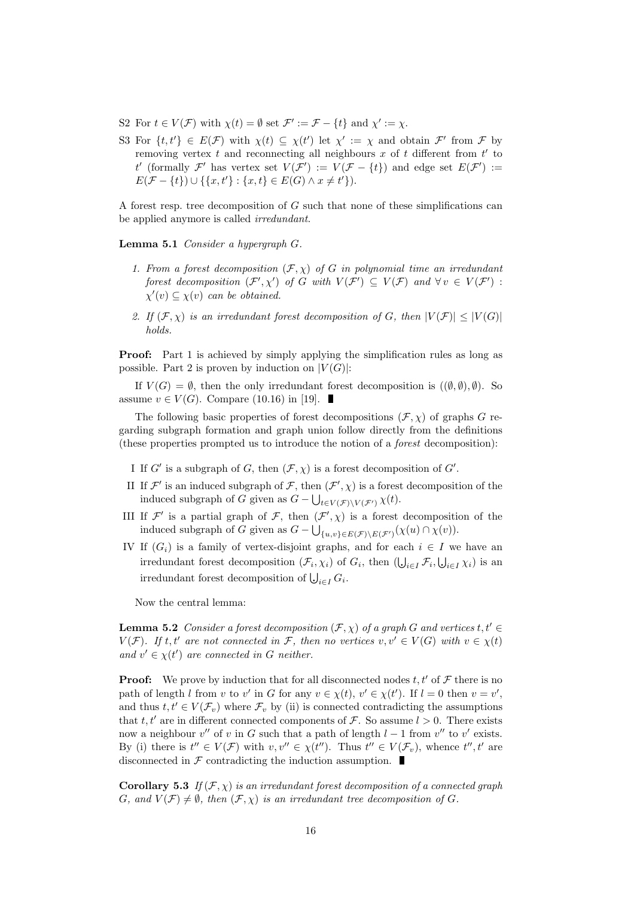S2 For $t \in V(\mathcal{F})$ with $\chi(t) = \emptyset$ set $\mathcal{F}' := \mathcal{F} - \{t\}$ and $\chi' := \chi$.

S3 For $\{t, t'\} \in E(\mathcal{F})$ with $\chi(t) \subseteq \chi(t')$ let $\chi' := \chi$ and obtain $\mathcal{F}'$ from $\mathcal{F}$ by removing vertex $t$ and reconnecting all neighbours $x$ of $t$ different from $t'$ to $t'$ (formally $\mathcal{F}'$ has vertex set $V(\mathcal{F}') := V(\mathcal{F} - \{t\})$ and edge set $E(\mathcal{F}') := E(\mathcal{F} - \{t\}) \cup \{\{x, t'\} : \{x, t\} \in E(G) \wedge x \neq t'\}$).

A forest resp. tree decomposition of $G$ such that none of these simplifications can be applied anymore is called *irredundant*.

**Lemma 5.1** *Consider a hypergraph $G$.*

1. *From a forest decomposition $(\mathcal{F}, \chi)$ of $G$ in polynomial time an irredundant forest decomposition $(\mathcal{F}', \chi')$ of $G$ with $V(\mathcal{F}') \subseteq V(\mathcal{F})$ and $\forall\, v \in V(\mathcal{F}') : \chi'(v) \subseteq \chi(v)$ can be obtained.*
2. *If $(\mathcal{F}, \chi)$ is an irredundant forest decomposition of $G$, then $|V(\mathcal{F})| \leq |V(G)|$ holds.*

**Proof:** Part 1 is achieved by simply applying the simplification rules as long as possible. Part 2 is proven by induction on $|V(G)|$:

If $V(G) = \emptyset$, then the only irredundant forest decomposition is $((\emptyset, \emptyset), \emptyset)$. So assume $v \in V(G)$. Compare (10.16) in [19]. ∎

The following basic properties of forest decompositions $(\mathcal{F}, \chi)$ of graphs $G$ regarding subgraph formation and graph union follow directly from the definitions (these properties prompted us to introduce the notion of a *forest* decomposition):

I If $G'$ is a subgraph of $G$, then $(\mathcal{F}, \chi)$ is a forest decomposition of $G'$.

II If $\mathcal{F}'$ is an induced subgraph of $\mathcal{F}$, then $(\mathcal{F}', \chi)$ is a forest decomposition of the induced subgraph of $G$ given as $G - \bigcup_{t \in V(\mathcal{F}) \setminus V(\mathcal{F}')} \chi(t)$.

III If $\mathcal{F}'$ is a partial graph of $\mathcal{F}$, then $(\mathcal{F}', \chi)$ is a forest decomposition of the induced subgraph of $G$ given as $G - \bigcup_{\{u,v\} \in E(\mathcal{F}) \setminus E(\mathcal{F}')} (\chi(u) \cap \chi(v))$.

IV If $(G_i)$ is a family of vertex-disjoint graphs, and for each $i \in I$ we have an irredundant forest decomposition $(\mathcal{F}_i, \chi_i)$ of $G_i$, then $(\bigcup_{i \in I} \mathcal{F}_i, \bigcup_{i \in I} \chi_i)$ is an irredundant forest decomposition of $\bigcup_{i \in I} G_i$.

Now the central lemma:

**Lemma 5.2** *Consider a forest decomposition $(\mathcal{F}, \chi)$ of a graph $G$ and vertices $t, t' \in V(\mathcal{F})$. If $t, t'$ are not connected in $\mathcal{F}$, then no vertices $v, v' \in V(G)$ with $v \in \chi(t)$ and $v' \in \chi(t')$ are connected in $G$ neither.*

**Proof:** We prove by induction that for all disconnected nodes $t, t'$ of $\mathcal{F}$ there is no path of length $l$ from $v$ to $v'$ in $G$ for any $v \in \chi(t)$, $v' \in \chi(t')$. If $l = 0$ then $v = v'$, and thus $t, t' \in V(\mathcal{F}_v)$ where $\mathcal{F}_v$ by (ii) is connected contradicting the assumptions that $t, t'$ are in different connected components of $\mathcal{F}$. So assume $l > 0$. There exists now a neighbour $v''$ of $v$ in $G$ such that a path of length $l - 1$ from $v''$ to $v'$ exists. By (i) there is $t'' \in V(\mathcal{F})$ with $v, v'' \in \chi(t'')$. Thus $t'' \in V(\mathcal{F}_v)$, whence $t'', t'$ are disconnected in $\mathcal{F}$ contradicting the induction assumption. ∎

**Corollary 5.3** *If $(\mathcal{F}, \chi)$ is an irredundant forest decomposition of a connected graph $G$, and $V(\mathcal{F}) \neq \emptyset$, then $(\mathcal{F}, \chi)$ is an irredundant tree decomposition of $G$.*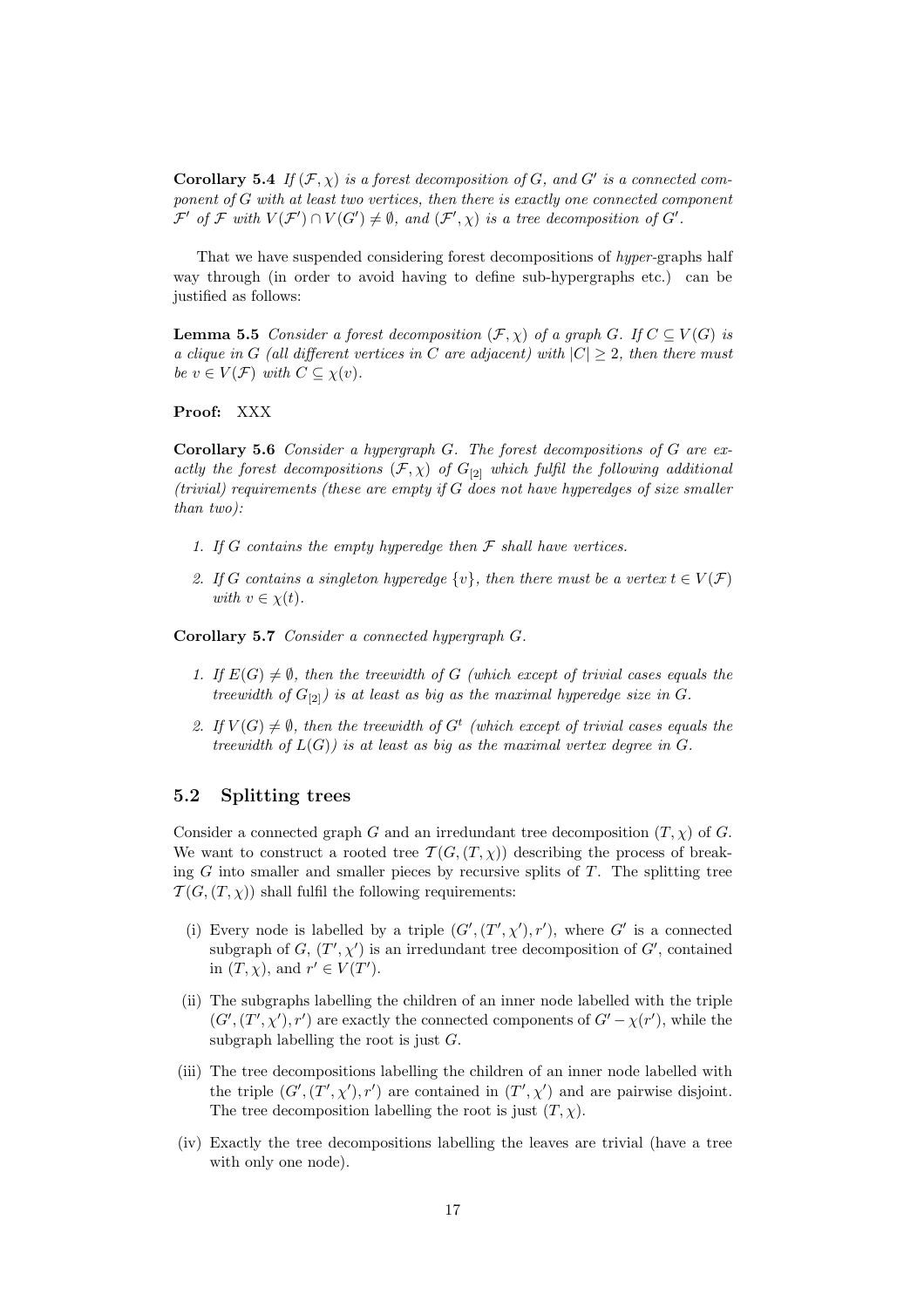**Corollary 5.4** *If $(\mathcal{F}, \chi)$ is a forest decomposition of $G$, and $G'$ is a connected component of $G$ with at least two vertices, then there is exactly one connected component $\mathcal{F}'$ of $\mathcal{F}$ with $V(\mathcal{F}') \cap V(G') \neq \emptyset$, and $(\mathcal{F}', \chi)$ is a tree decomposition of $G'$.*

That we have suspended considering forest decompositions of *hyper*-graphs half way through (in order to avoid having to define sub-hypergraphs etc.) can be justified as follows:

**Lemma 5.5** *Consider a forest decomposition $(\mathcal{F}, \chi)$ of a graph $G$. If $C \subseteq V(G)$ is a clique in $G$ (all different vertices in $C$ are adjacent) with $|C| \geq 2$, then there must be $v \in V(\mathcal{F})$ with $C \subseteq \chi(v)$.*

**Proof:** XXX

**Corollary 5.6** *Consider a hypergraph $G$. The forest decompositions of $G$ are exactly the forest decompositions $(\mathcal{F}, \chi)$ of $G_{[2]}$ which fulfil the following additional (trivial) requirements (these are empty if $G$ does not have hyperedges of size smaller than two):*

1. *If $G$ contains the empty hyperedge then $\mathcal{F}$ shall have vertices.*
2. *If $G$ contains a singleton hyperedge $\{v\}$, then there must be a vertex $t \in V(\mathcal{F})$ with $v \in \chi(t)$.*

**Corollary 5.7** *Consider a connected hypergraph $G$.*

1. *If $E(G) \neq \emptyset$, then the treewidth of $G$ (which except of trivial cases equals the treewidth of $G_{[2]}$) is at least as big as the maximal hyperedge size in $G$.*
2. *If $V(G) \neq \emptyset$, then the treewidth of $G^t$ (which except of trivial cases equals the treewidth of $L(G)$) is at least as big as the maximal vertex degree in $G$.*

## 5.2 Splitting trees

Consider a connected graph $G$ and an irredundant tree decomposition $(T, \chi)$ of $G$. We want to construct a rooted tree $\mathcal{T}(G, (T, \chi))$ describing the process of breaking $G$ into smaller and smaller pieces by recursive splits of $T$. The splitting tree $\mathcal{T}(G, (T, \chi))$ shall fulfil the following requirements:

(i) Every node is labelled by a triple $(G', (T', \chi'), r')$, where $G'$ is a connected subgraph of $G$, $(T', \chi')$ is an irredundant tree decomposition of $G'$, contained in $(T, \chi)$, and $r' \in V(T')$.

(ii) The subgraphs labelling the children of an inner node labelled with the triple $(G', (T', \chi'), r')$ are exactly the connected components of $G' - \chi(r')$, while the subgraph labelling the root is just $G$.

(iii) The tree decompositions labelling the children of an inner node labelled with the triple $(G', (T', \chi'), r')$ are contained in $(T', \chi')$ and are pairwise disjoint. The tree decomposition labelling the root is just $(T, \chi)$.

(iv) Exactly the tree decompositions labelling the leaves are trivial (have a tree with only one node).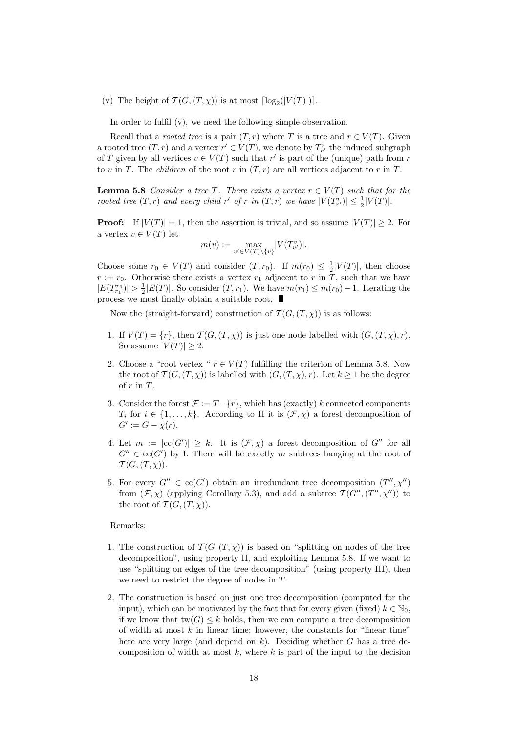(v) The height of $\mathcal{T}(G,(T,\chi))$ is at most $\lceil \log_2(|V(T)|) \rceil$.

In order to fulfil (v), we need the following simple observation.

Recall that a *rooted tree* is a pair $(T,r)$ where $T$ is a tree and $r \in V(T)$. Given a rooted tree $(T,r)$ and a vertex $r' \in V(T)$, we denote by $T^r_{r'}$ the induced subgraph of $T$ given by all vertices $v \in V(T)$ such that $r'$ is part of the (unique) path from $r$ to $v$ in $T$. The *children* of the root $r$ in $(T,r)$ are all vertices adjacent to $r$ in $T$.

**Lemma 5.8** *Consider a tree $T$. There exists a vertex $r \in V(T)$ such that for the rooted tree $(T,r)$ and every child $r'$ of $r$ in $(T,r)$ we have $|V(T^r_{r'})| \leq \frac{1}{2}|V(T)|$.*

**Proof:** If $|V(T)| = 1$, then the assertion is trivial, and so assume $|V(T)| \geq 2$. For a vertex $v \in V(T)$ let

$$m(v) := \max_{v' \in V(T) \setminus \{v\}} |V(T^v_{v'})|.$$

Choose some $r_0 \in V(T)$ and consider $(T,r_0)$. If $m(r_0) \leq \frac{1}{2}|V(T)|$, then choose $r := r_0$. Otherwise there exists a vertex $r_1$ adjacent to $r$ in $T$, such that we have $|E(T^{r_0}_{r_1})| > \frac{1}{2}|E(T)|$. So consider $(T,r_1)$. We have $m(r_1) \leq m(r_0) - 1$. Iterating the process we must finally obtain a suitable root. ∎

Now the (straight-forward) construction of $\mathcal{T}(G,(T,\chi))$ is as follows:

1. If $V(T) = \{r\}$, then $\mathcal{T}(G,(T,\chi))$ is just one node labelled with $(G,(T,\chi),r)$. So assume $|V(T)| \geq 2$.
2. Choose a "root vertex " $r \in V(T)$ fulfilling the criterion of Lemma 5.8. Now the root of $\mathcal{T}(G,(T,\chi))$ is labelled with $(G,(T,\chi),r)$. Let $k \geq 1$ be the degree of $r$ in $T$.
3. Consider the forest $\mathcal{F} := T - \{r\}$, which has (exactly) $k$ connected components $T_i$ for $i \in \{1,\ldots,k\}$. According to II it is $(\mathcal{F},\chi)$ a forest decomposition of $G' := G - \chi(r)$.
4. Let $m := |\mathrm{cc}(G')| \geq k$. It is $(\mathcal{F},\chi)$ a forest decomposition of $G''$ for all $G'' \in \mathrm{cc}(G')$ by I. There will be exactly $m$ subtrees hanging at the root of $\mathcal{T}(G,(T,\chi))$.
5. For every $G'' \in \mathrm{cc}(G')$ obtain an irredundant tree decomposition $(T'',\chi'')$ from $(\mathcal{F},\chi)$ (applying Corollary 5.3), and add a subtree $\mathcal{T}(G'',(T'',\chi''))$ to the root of $\mathcal{T}(G,(T,\chi))$.

Remarks:

1. The construction of $\mathcal{T}(G,(T,\chi))$ is based on "splitting on nodes of the tree decomposition", using property II, and exploiting Lemma 5.8. If we want to use "splitting on edges of the tree decomposition" (using property III), then we need to restrict the degree of nodes in $T$.
2. The construction is based on just one tree decomposition (computed for the input), which can be motivated by the fact that for every given (fixed) $k \in \mathbb{N}_0$, if we know that $\mathrm{tw}(G) \leq k$ holds, then we can compute a tree decomposition of width at most $k$ in linear time; however, the constants for "linear time" here are very large (and depend on $k$). Deciding whether $G$ has a tree decomposition of width at most $k$, where $k$ is part of the input to the decision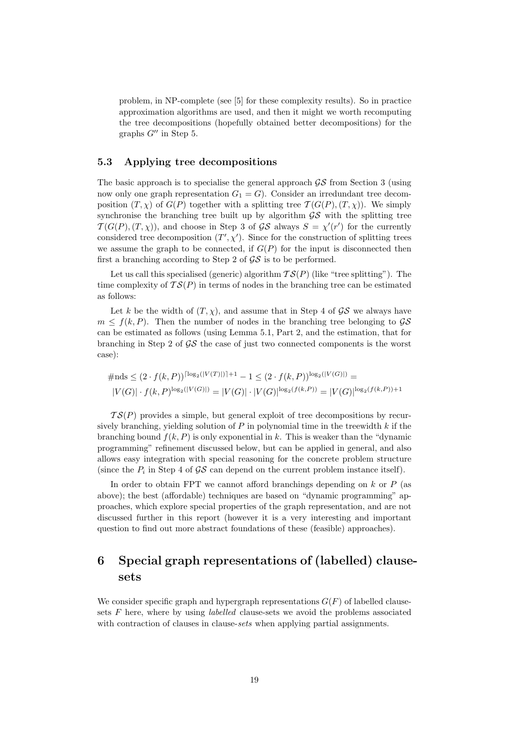problem, in NP-complete (see [5] for these complexity results). So in practice approximation algorithms are used, and then it might we worth recomputing the tree decompositions (hopefully obtained better decompositions) for the graphs $G''$ in Step 5.

### 5.3 Applying tree decompositions

The basic approach is to specialise the general approach $\mathcal{GS}$ from Section 3 (using now only one graph representation $G_1 = G$). Consider an irredundant tree decomposition $(T, \chi)$ of $G(P)$ together with a splitting tree $\mathcal{T}(G(P), (T, \chi))$. We simply synchronise the branching tree built up by algorithm $\mathcal{GS}$ with the splitting tree $\mathcal{T}(G(P), (T, \chi))$, and choose in Step 3 of $\mathcal{GS}$ always $S = \chi'(r')$ for the currently considered tree decomposition $(T', \chi')$. Since for the construction of splitting trees we assume the graph to be connected, if $G(P)$ for the input is disconnected then first a branching according to Step 2 of $\mathcal{GS}$ is to be performed.

Let us call this specialised (generic) algorithm $\mathcal{TS}(P)$ (like "tree splitting"). The time complexity of $\mathcal{TS}(P)$ in terms of nodes in the branching tree can be estimated as follows:

Let $k$ be the width of $(T, \chi)$, and assume that in Step 4 of $\mathcal{GS}$ we always have $m \leq f(k, P)$. Then the number of nodes in the branching tree belonging to $\mathcal{GS}$ can be estimated as follows (using Lemma 5.1, Part 2, and the estimation, that for branching in Step 2 of $\mathcal{GS}$ the case of just two connected components is the worst case):

$$\#\text{nds} \leq (2 \cdot f(k, P))^{\lceil \log_2(|V(T)|) \rceil + 1} - 1 \leq (2 \cdot f(k, P))^{\log_2(|V(G)|)} =$$
$$|V(G)| \cdot f(k, P)^{\log_2(|V(G)|)} = |V(G)| \cdot |V(G)|^{\log_2(f(k,P))} = |V(G)|^{\log_2(f(k,P))+1}$$

$\mathcal{TS}(P)$ provides a simple, but general exploit of tree decompositions by recursively branching, yielding solution of $P$ in polynomial time in the treewidth $k$ if the branching bound $f(k, P)$ is only exponential in $k$. This is weaker than the "dynamic programming" refinement discussed below, but can be applied in general, and also allows easy integration with special reasoning for the concrete problem structure (since the $P_i$ in Step 4 of $\mathcal{GS}$ can depend on the current problem instance itself).

In order to obtain FPT we cannot afford branchings depending on $k$ or $P$ (as above); the best (affordable) techniques are based on "dynamic programming" approaches, which explore special properties of the graph representation, and are not discussed further in this report (however it is a very interesting and important question to find out more abstract foundations of these (feasible) approaches).

## 6 Special graph representations of (labelled) clause-sets

We consider specific graph and hypergraph representations $G(F)$ of labelled clause-sets $F$ here, where by using *labelled* clause-sets we avoid the problems associated with contraction of clauses in clause-*sets* when applying partial assignments.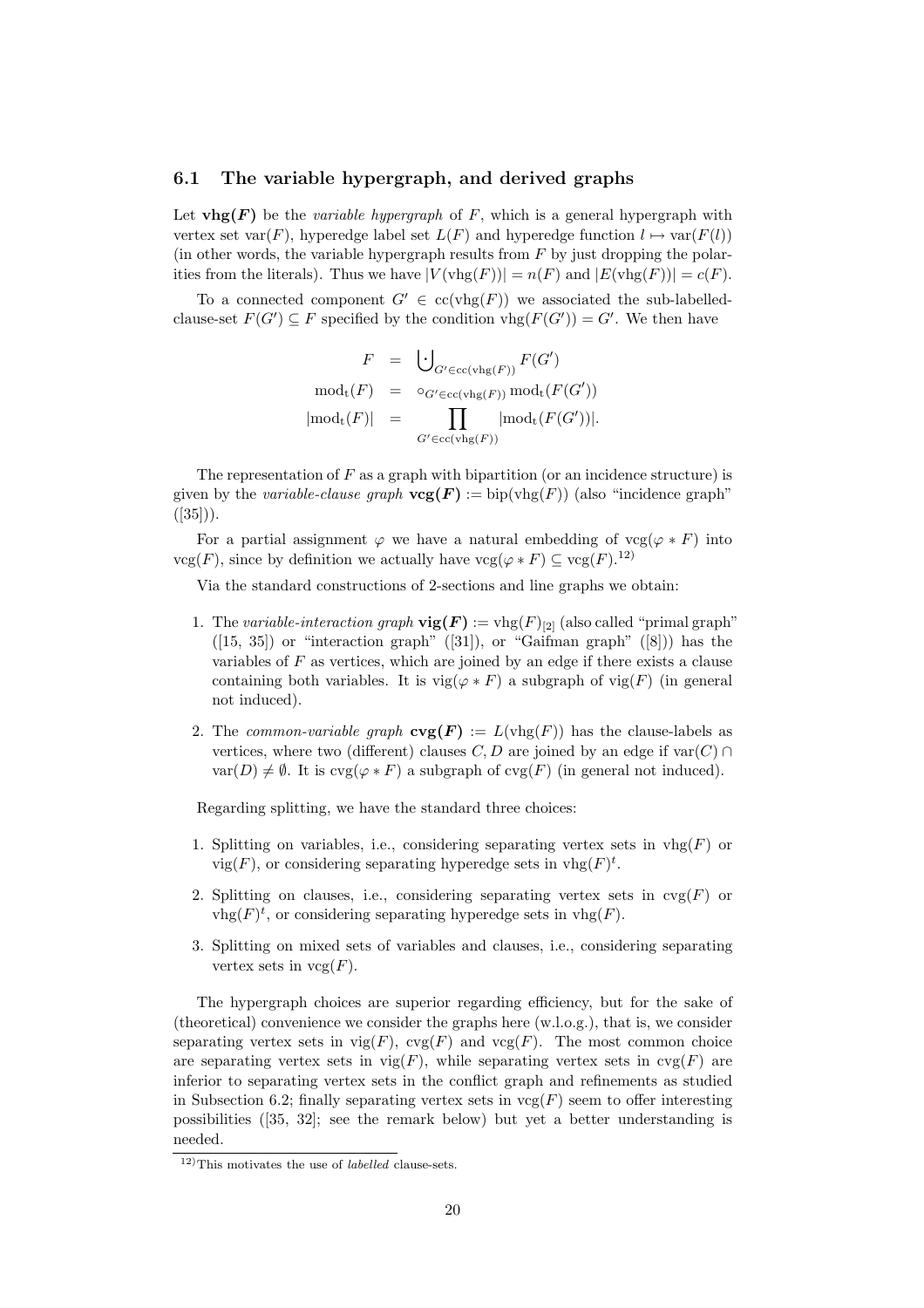### 6.1 The variable hypergraph, and derived graphs

Let $\mathbf{vhg}(\boldsymbol{F})$ be the *variable hypergraph* of $F$, which is a general hypergraph with vertex set $\mathrm{var}(F)$, hyperedge label set $L(F)$ and hyperedge function $l \mapsto \mathrm{var}(F(l))$ (in other words, the variable hypergraph results from $F$ by just dropping the polarities from the literals). Thus we have $|V(\mathrm{vhg}(F))| = n(F)$ and $|E(\mathrm{vhg}(F))| = c(F)$.

To a connected component $G' \in \mathrm{cc}(\mathrm{vhg}(F))$ we associated the sub-labelled-clause-set $F(G') \subseteq F$ specified by the condition $\mathrm{vhg}(F(G')) = G'$. We then have

$$
\begin{aligned}
F &= \dot{\bigcup}_{G' \in \mathrm{cc}(\mathrm{vhg}(F))} F(G') \\
\mathrm{mod}_{\mathrm{t}}(F) &= \circ_{G' \in \mathrm{cc}(\mathrm{vhg}(F))} \mathrm{mod}_{\mathrm{t}}(F(G')) \\
|\mathrm{mod}_{\mathrm{t}}(F)| &= \prod_{G' \in \mathrm{cc}(\mathrm{vhg}(F))} |\mathrm{mod}_{\mathrm{t}}(F(G'))|.
\end{aligned}
$$

The representation of $F$ as a graph with bipartition (or an incidence structure) is given by the *variable-clause graph* $\mathbf{vcg}(\boldsymbol{F}) := \mathrm{bip}(\mathrm{vhg}(F))$ (also "incidence graph" ([35])).

For a partial assignment $\varphi$ we have a natural embedding of $\mathrm{vcg}(\varphi * F)$ into $\mathrm{vcg}(F)$, since by definition we actually have $\mathrm{vcg}(\varphi * F) \subseteq \mathrm{vcg}(F)$.[12)]

Via the standard constructions of 2-sections and line graphs we obtain:

1. The *variable-interaction graph* $\mathbf{vig}(\boldsymbol{F}) := \mathrm{vhg}(F)_{[2]}$ (also called "primal graph" ([15, 35]) or "interaction graph" ([31]), or "Gaifman graph" ([8])) has the variables of $F$ as vertices, which are joined by an edge if there exists a clause containing both variables. It is $\mathrm{vig}(\varphi * F)$ a subgraph of $\mathrm{vig}(F)$ (in general not induced).
2. The *common-variable graph* $\mathbf{cvg}(\boldsymbol{F}) := L(\mathrm{vhg}(F))$ has the clause-labels as vertices, where two (different) clauses $C, D$ are joined by an edge if $\mathrm{var}(C) \cap \mathrm{var}(D) \neq \emptyset$. It is $\mathrm{cvg}(\varphi * F)$ a subgraph of $\mathrm{cvg}(F)$ (in general not induced).

Regarding splitting, we have the standard three choices:

1. Splitting on variables, i.e., considering separating vertex sets in $\mathrm{vhg}(F)$ or $\mathrm{vig}(F)$, or considering separating hyperedge sets in $\mathrm{vhg}(F)^t$.
2. Splitting on clauses, i.e., considering separating vertex sets in $\mathrm{cvg}(F)$ or $\mathrm{vhg}(F)^t$, or considering separating hyperedge sets in $\mathrm{vhg}(F)$.
3. Splitting on mixed sets of variables and clauses, i.e., considering separating vertex sets in $\mathrm{vcg}(F)$.

The hypergraph choices are superior regarding efficiency, but for the sake of (theoretical) convenience we consider the graphs here (w.l.o.g.), that is, we consider separating vertex sets in $\mathrm{vig}(F)$, $\mathrm{cvg}(F)$ and $\mathrm{vcg}(F)$. The most common choice are separating vertex sets in $\mathrm{vig}(F)$, while separating vertex sets in $\mathrm{cvg}(F)$ are inferior to separating vertex sets in the conflict graph and refinements as studied in Subsection 6.2; finally separating vertex sets in $\mathrm{vcg}(F)$ seem to offer interesting possibilities ([35, 32]; see the remark below) but yet a better understanding is needed.

12) This motivates the use of *labelled* clause-sets.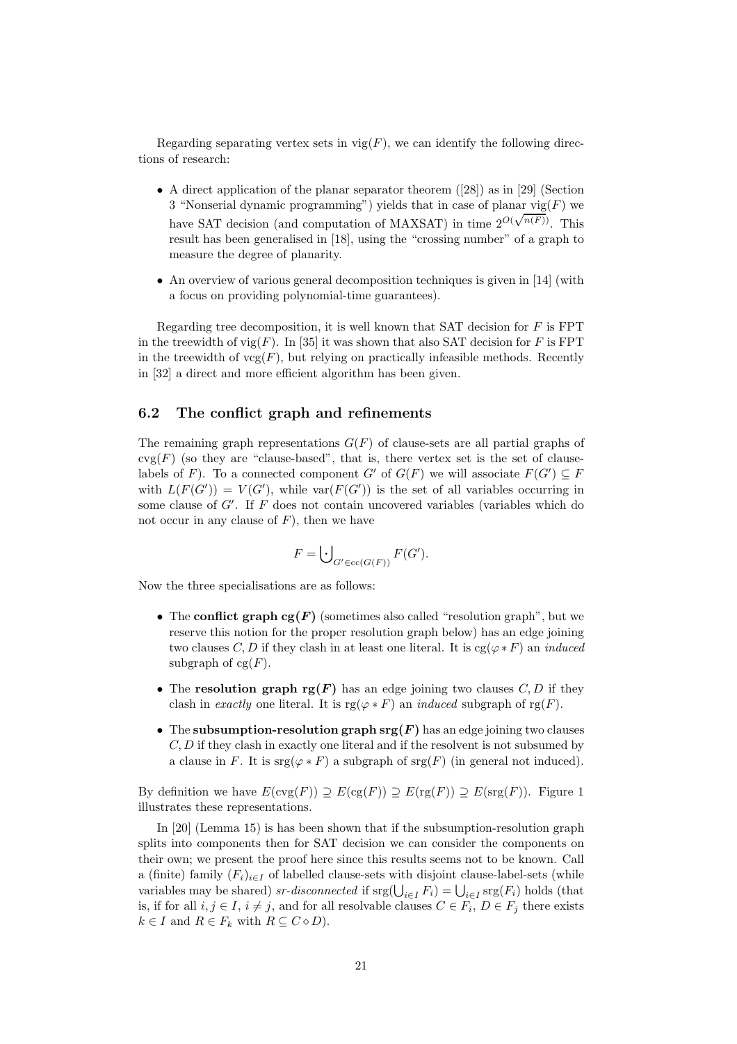Regarding separating vertex sets in $\mathrm{vig}(F)$, we can identify the following directions of research:

- A direct application of the planar separator theorem ([28]) as in [29] (Section 3 "Nonserial dynamic programming") yields that in case of planar $\mathrm{vig}(F)$ we have SAT decision (and computation of MAXSAT) in time $2^{O(\sqrt{n(F)})}$. This result has been generalised in [18], using the "crossing number" of a graph to measure the degree of planarity.
- An overview of various general decomposition techniques is given in [14] (with a focus on providing polynomial-time guarantees).

Regarding tree decomposition, it is well known that SAT decision for $F$ is FPT in the treewidth of $\mathrm{vig}(F)$. In [35] it was shown that also SAT decision for $F$ is FPT in the treewidth of $\mathrm{vcg}(F)$, but relying on practically infeasible methods. Recently in [32] a direct and more efficient algorithm has been given.

### 6.2 The conflict graph and refinements

The remaining graph representations $G(F)$ of clause-sets are all partial graphs of $\mathrm{cvg}(F)$ (so they are "clause-based", that is, there vertex set is the set of clause-labels of $F$). To a connected component $G'$ of $G(F)$ we will associate $F(G') \subseteq F$ with $L(F(G')) = V(G')$, while $\mathrm{var}(F(G'))$ is the set of all variables occurring in some clause of $G'$. If $F$ does not contain uncovered variables (variables which do not occur in any clause of $F$), then we have

$$F = \dot{\bigcup}_{G' \in \mathrm{cc}(G(F))} F(G').$$

Now the three specialisations are as follows:

- The **conflict graph $\mathrm{cg}(F)$** (sometimes also called "resolution graph", but we reserve this notion for the proper resolution graph below) has an edge joining two clauses $C, D$ if they clash in at least one literal. It is $\mathrm{cg}(\varphi * F)$ an *induced* subgraph of $\mathrm{cg}(F)$.
- The **resolution graph $\mathrm{rg}(F)$** has an edge joining two clauses $C, D$ if they clash in *exactly* one literal. It is $\mathrm{rg}(\varphi * F)$ an *induced* subgraph of $\mathrm{rg}(F)$.
- The **subsumption-resolution graph $\mathrm{srg}(F)$** has an edge joining two clauses $C, D$ if they clash in exactly one literal and if the resolvent is not subsumed by a clause in $F$. It is $\mathrm{srg}(\varphi * F)$ a subgraph of $\mathrm{srg}(F)$ (in general not induced).

By definition we have $E(\mathrm{cvg}(F)) \supseteq E(\mathrm{cg}(F)) \supseteq E(\mathrm{rg}(F)) \supseteq E(\mathrm{srg}(F))$. Figure 1 illustrates these representations.

In [20] (Lemma 15) is has been shown that if the subsumption-resolution graph splits into components then for SAT decision we can consider the components on their own; we present the proof here since this results seems not to be known. Call a (finite) family $(F_i)_{i \in I}$ of labelled clause-sets with disjoint clause-label-sets (while variables may be shared) *sr-disconnected* if $\mathrm{srg}(\bigcup_{i \in I} F_i) = \bigcup_{i \in I} \mathrm{srg}(F_i)$ holds (that is, if for all $i, j \in I$, $i \neq j$, and for all resolvable clauses $C \in F_i$, $D \in F_j$ there exists $k \in I$ and $R \in F_k$ with $R \subseteq C \diamond D$).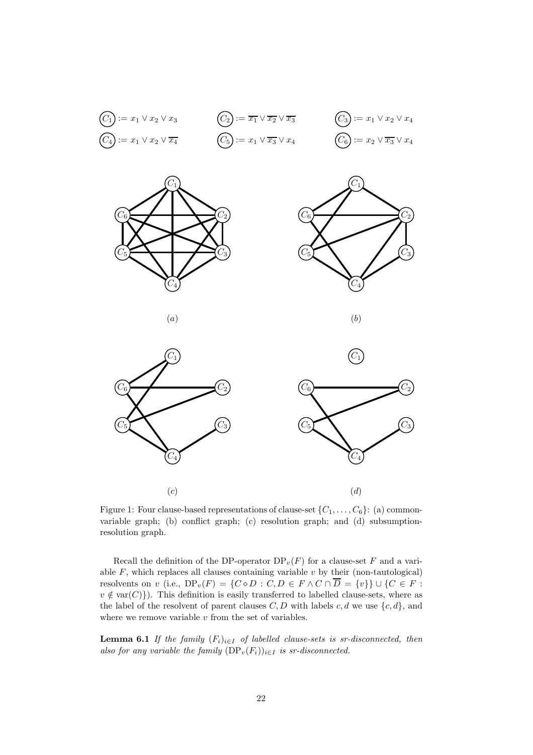$C_1 := x_1 \vee x_2 \vee x_3$ $C_2 := \overline{x_1} \vee \overline{x_2} \vee \overline{x_3}$ $C_3 := x_1 \vee x_2 \vee x_4$

$C_4 := x_1 \vee x_2 \vee \overline{x_4}$ $C_5 := x_1 \vee \overline{x_3} \vee x_4$ $C_6 := x_2 \vee \overline{x_3} \vee x_4$

(a) (b)

(c) (d)

Figure 1: Four clause-based representations of clause-set $\{C_1, \ldots, C_6\}$: (a) common-variable graph; (b) conflict graph; (c) resolution graph; and (d) subsumption-resolution graph.

Recall the definition of the DP-operator $\mathrm{DP}_v(F)$ for a clause-set $F$ and a variable $F$, which replaces all clauses containing variable $v$ by their (non-tautological) resolvents on $v$ (i.e., $\mathrm{DP}_v(F) = \{C \diamond D : C, D \in F \wedge C \cap \overline{D} = \{v\}\} \cup \{C \in F : v \notin \mathrm{var}(C)\}$). This definition is easily transferred to labelled clause-sets, where as the label of the resolvent of parent clauses $C, D$ with labels $c, d$ we use $\{c, d\}$, and where we remove variable $v$ from the set of variables.

**Lemma 6.1** *If the family $(F_i)_{i \in I}$ of labelled clause-sets is sr-disconnected, then also for any variable the family $(\mathrm{DP}_v(F_i))_{i \in I}$ is sr-disconnected.*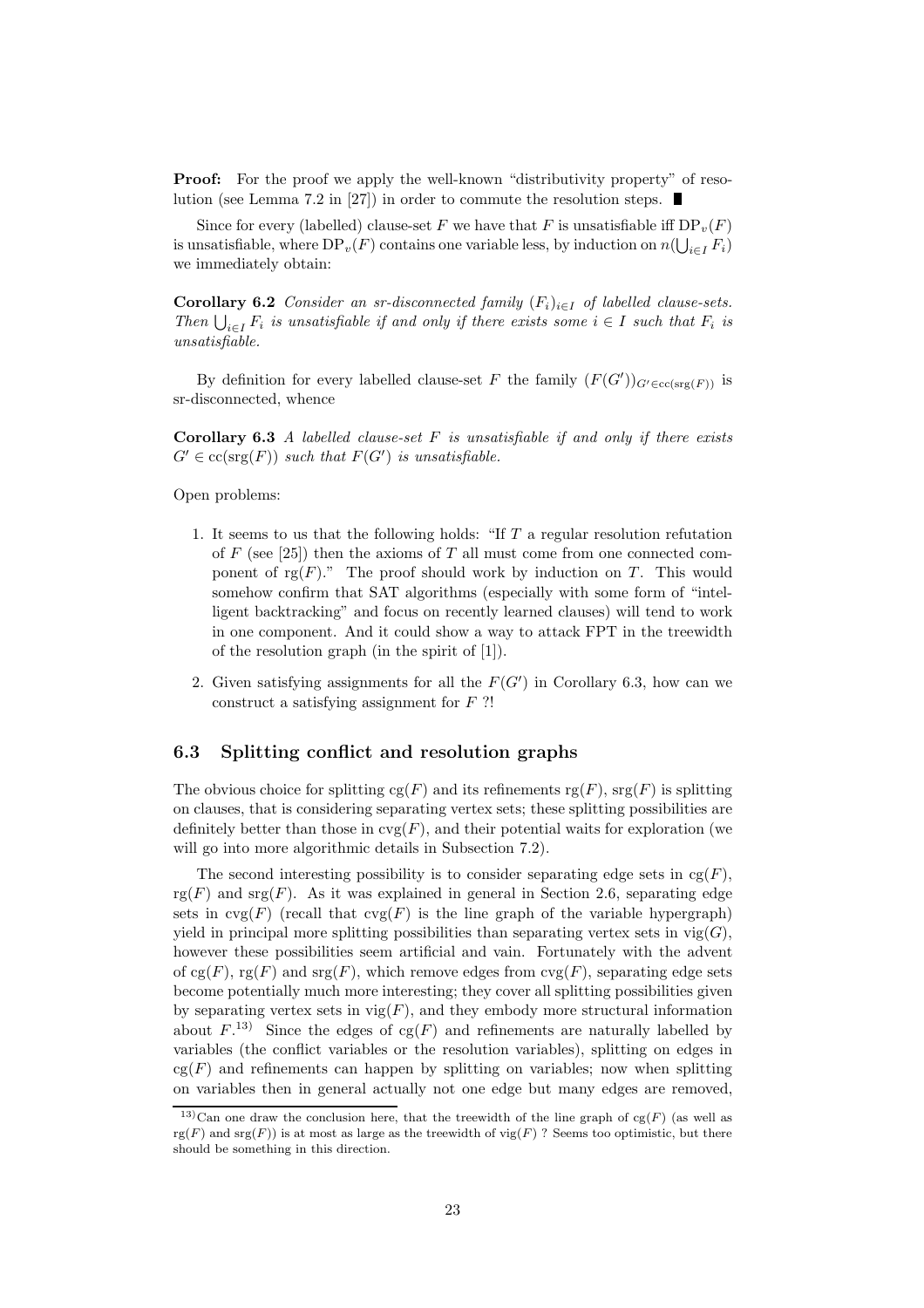**Proof:** For the proof we apply the well-known "distributivity property" of resolution (see Lemma 7.2 in [27]) in order to commute the resolution steps. ■

Since for every (labelled) clause-set $F$ we have that $F$ is unsatisfiable iff $\mathrm{DP}_v(F)$ is unsatisfiable, where $\mathrm{DP}_v(F)$ contains one variable less, by induction on $n(\bigcup_{i \in I} F_i)$ we immediately obtain:

**Corollary 6.2** *Consider an sr-disconnected family $(F_i)_{i \in I}$ of labelled clause-sets. Then $\bigcup_{i \in I} F_i$ is unsatisfiable if and only if there exists some $i \in I$ such that $F_i$ is unsatisfiable.*

By definition for every labelled clause-set $F$ the family $(F(G'))_{G' \in \mathrm{cc}(\mathrm{srg}(F))}$ is sr-disconnected, whence

**Corollary 6.3** *A labelled clause-set $F$ is unsatisfiable if and only if there exists $G' \in \mathrm{cc}(\mathrm{srg}(F))$ such that $F(G')$ is unsatisfiable.*

Open problems:

1. It seems to us that the following holds: "If $T$ a regular resolution refutation of $F$ (see [25]) then the axioms of $T$ all must come from one connected component of $\mathrm{rg}(F)$." The proof should work by induction on $T$. This would somehow confirm that SAT algorithms (especially with some form of "intelligent backtracking" and focus on recently learned clauses) will tend to work in one component. And it could show a way to attack FPT in the treewidth of the resolution graph (in the spirit of [1]).
2. Given satisfying assignments for all the $F(G')$ in Corollary 6.3, how can we construct a satisfying assignment for $F$ ?!

### 6.3 Splitting conflict and resolution graphs

The obvious choice for splitting $\mathrm{cg}(F)$ and its refinements $\mathrm{rg}(F)$, $\mathrm{srg}(F)$ is splitting on clauses, that is considering separating vertex sets; these splitting possibilities are definitely better than those in $\mathrm{cvg}(F)$, and their potential waits for exploration (we will go into more algorithmic details in Subsection 7.2).

The second interesting possibility is to consider separating edge sets in $\mathrm{cg}(F)$, $\mathrm{rg}(F)$ and $\mathrm{srg}(F)$. As it was explained in general in Section 2.6, separating edge sets in $\mathrm{cvg}(F)$ (recall that $\mathrm{cvg}(F)$ is the line graph of the variable hypergraph) yield in principal more splitting possibilities than separating vertex sets in $\mathrm{vig}(G)$, however these possibilities seem artificial and vain. Fortunately with the advent of $\mathrm{cg}(F)$, $\mathrm{rg}(F)$ and $\mathrm{srg}(F)$, which remove edges from $\mathrm{cvg}(F)$, separating edge sets become potentially much more interesting; they cover all splitting possibilities given by separating vertex sets in $\mathrm{vig}(F)$, and they embody more structural information about $F$.[13] Since the edges of $\mathrm{cg}(F)$ and refinements are naturally labelled by variables (the conflict variables or the resolution variables), splitting on edges in $\mathrm{cg}(F)$ and refinements can happen by splitting on variables; now when splitting on variables then in general actually not one edge but many edges are removed,

[13] Can one draw the conclusion here, that the treewidth of the line graph of $\mathrm{cg}(F)$ (as well as $\mathrm{rg}(F)$ and $\mathrm{srg}(F)$) is at most as large as the treewidth of $\mathrm{vig}(F)$ ? Seems too optimistic, but there should be something in this direction.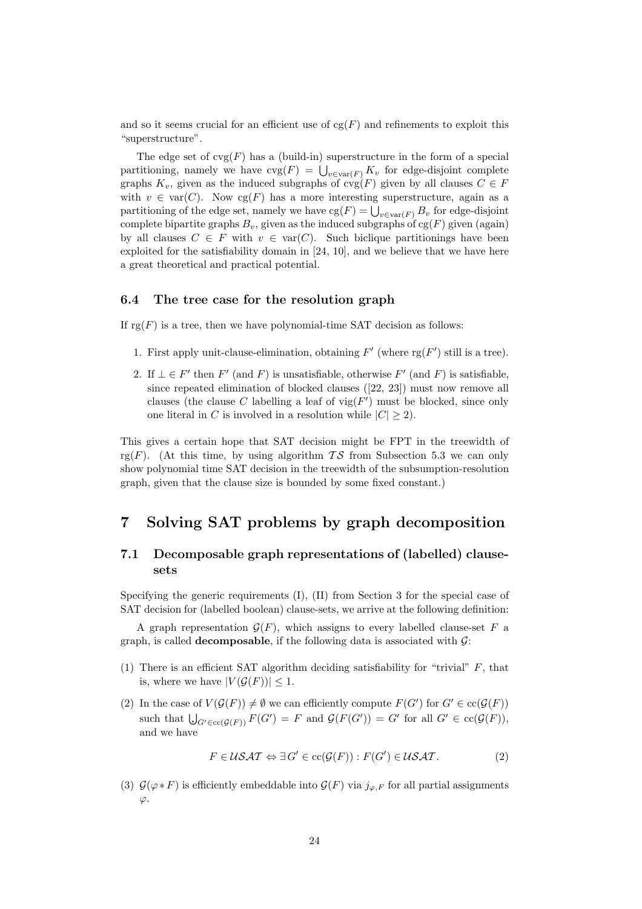and so it seems crucial for an efficient use of $\mathrm{cg}(F)$ and refinements to exploit this "superstructure".

The edge set of $\mathrm{cvg}(F)$ has a (build-in) superstructure in the form of a special partitioning, namely we have $\mathrm{cvg}(F) = \bigcup_{v \in \mathrm{var}(F)} K_v$ for edge-disjoint complete graphs $K_v$, given as the induced subgraphs of $\mathrm{cvg}(F)$ given by all clauses $C \in F$ with $v \in \mathrm{var}(C)$. Now $\mathrm{cg}(F)$ has a more interesting superstructure, again as a partitioning of the edge set, namely we have $\mathrm{cg}(F) = \bigcup_{v \in \mathrm{var}(F)} B_v$ for edge-disjoint complete bipartite graphs $B_v$, given as the induced subgraphs of $\mathrm{cg}(F)$ given (again) by all clauses $C \in F$ with $v \in \mathrm{var}(C)$. Such biclique partitionings have been exploited for the satisfiability domain in [24, 10], and we believe that we have here a great theoretical and practical potential.

### 6.4 The tree case for the resolution graph

If $\mathrm{rg}(F)$ is a tree, then we have polynomial-time SAT decision as follows:

1. First apply unit-clause-elimination, obtaining $F'$ (where $\mathrm{rg}(F')$ still is a tree).
2. If $\bot \in F'$ then $F'$ (and $F$) is unsatisfiable, otherwise $F'$ (and $F$) is satisfiable, since repeated elimination of blocked clauses ([22, 23]) must now remove all clauses (the clause $C$ labelling a leaf of $\mathrm{vig}(F')$ must be blocked, since only one literal in $C$ is involved in a resolution while $|C| \geq 2$).

This gives a certain hope that SAT decision might be FPT in the treewidth of $\mathrm{rg}(F)$. (At this time, by using algorithm $\mathcal{TS}$ from Subsection 5.3 we can only show polynomial time SAT decision in the treewidth of the subsumption-resolution graph, given that the clause size is bounded by some fixed constant.)

## 7 Solving SAT problems by graph decomposition

### 7.1 Decomposable graph representations of (labelled) clause-sets

Specifying the generic requirements (I), (II) from Section 3 for the special case of SAT decision for (labelled boolean) clause-sets, we arrive at the following definition:

A graph representation $\mathcal{G}(F)$, which assigns to every labelled clause-set $F$ a graph, is called **decomposable**, if the following data is associated with $\mathcal{G}$:

(1) There is an efficient SAT algorithm deciding satisfiability for "trivial" $F$, that is, where we have $|V(\mathcal{G}(F))| \leq 1$.

(2) In the case of $V(\mathcal{G}(F)) \neq \emptyset$ we can efficiently compute $F(G')$ for $G' \in \mathrm{cc}(\mathcal{G}(F))$ such that $\bigcup_{G' \in \mathrm{cc}(\mathcal{G}(F))} F(G') = F$ and $\mathcal{G}(F(G')) = G'$ for all $G' \in \mathrm{cc}(\mathcal{G}(F))$, and we have

$$F \in \mathcal{USAT} \Leftrightarrow \exists G' \in \mathrm{cc}(\mathcal{G}(F)) : F(G') \in \mathcal{USAT}. \tag{2}$$

(3) $\mathcal{G}(\varphi * F)$ is efficiently embeddable into $\mathcal{G}(F)$ via $j_{\varphi,F}$ for all partial assignments $\varphi$.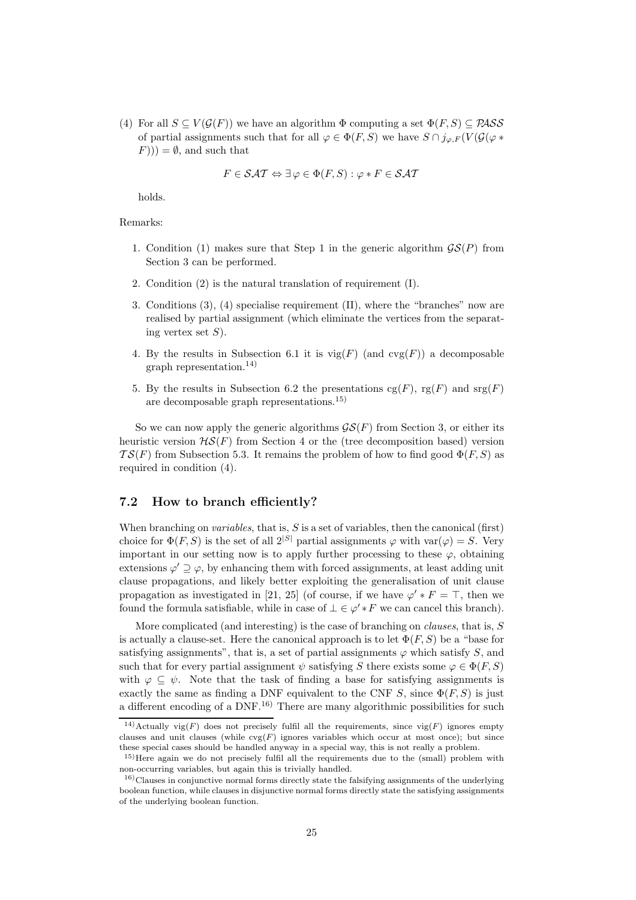(4) For all $S \subseteq V(\mathcal{G}(F))$ we have an algorithm $\Phi$ computing a set $\Phi(F, S) \subseteq \mathcal{PASS}$ of partial assignments such that for all $\varphi \in \Phi(F, S)$ we have $S \cap j_{\varphi,F}(V(\mathcal{G}(\varphi * F))) = \emptyset$, and such that

$$F \in \mathcal{SAT} \Leftrightarrow \exists\, \varphi \in \Phi(F, S) : \varphi * F \in \mathcal{SAT}$$

holds.

Remarks:

1. Condition (1) makes sure that Step 1 in the generic algorithm $\mathcal{GS}(P)$ from Section 3 can be performed.
2. Condition (2) is the natural translation of requirement (I).
3. Conditions (3), (4) specialise requirement (II), where the "branches" now are realised by partial assignment (which eliminate the vertices from the separating vertex set $S$).
4. By the results in Subsection 6.1 it is $\mathrm{vig}(F)$ (and $\mathrm{cvg}(F)$) a decomposable graph representation.[14)]
5. By the results in Subsection 6.2 the presentations $\mathrm{cg}(F)$, $\mathrm{rg}(F)$ and $\mathrm{srg}(F)$ are decomposable graph representations.[15)]

So we can now apply the generic algorithms $\mathcal{GS}(F)$ from Section 3, or either its heuristic version $\mathcal{HS}(F)$ from Section 4 or the (tree decomposition based) version $\mathcal{TS}(F)$ from Subsection 5.3. It remains the problem of how to find good $\Phi(F, S)$ as required in condition (4).

## 7.2 How to branch efficiently?

When branching on *variables*, that is, $S$ is a set of variables, then the canonical (first) choice for $\Phi(F, S)$ is the set of all $2^{|S|}$ partial assignments $\varphi$ with $\mathrm{var}(\varphi) = S$. Very important in our setting now is to apply further processing to these $\varphi$, obtaining extensions $\varphi' \supseteq \varphi$, by enhancing them with forced assignments, at least adding unit clause propagations, and likely better exploiting the generalisation of unit clause propagation as investigated in [21, 25] (of course, if we have $\varphi' * F = \top$, then we found the formula satisfiable, while in case of $\bot \in \varphi' * F$ we can cancel this branch).

More complicated (and interesting) is the case of branching on *clauses*, that is, $S$ is actually a clause-set. Here the canonical approach is to let $\Phi(F, S)$ be a "base for satisfying assignments", that is, a set of partial assignments $\varphi$ which satisfy $S$, and such that for every partial assignment $\psi$ satisfying $S$ there exists some $\varphi \in \Phi(F, S)$ with $\varphi \subseteq \psi$. Note that the task of finding a base for satisfying assignments is exactly the same as finding a DNF equivalent to the CNF $S$, since $\Phi(F, S)$ is just a different encoding of a DNF.[16)] There are many algorithmic possibilities for such

---

[14)] Actually $\mathrm{vig}(F)$ does not precisely fulfil all the requirements, since $\mathrm{vig}(F)$ ignores empty clauses and unit clauses (while $\mathrm{cvg}(F)$ ignores variables which occur at most once); but since these special cases should be handled anyway in a special way, this is not really a problem.

[15)] Here again we do not precisely fulfil all the requirements due to the (small) problem with non-occurring variables, but again this is trivially handled.

[16)] Clauses in conjunctive normal forms directly state the falsifying assignments of the underlying boolean function, while clauses in disjunctive normal forms directly state the satisfying assignments of the underlying boolean function.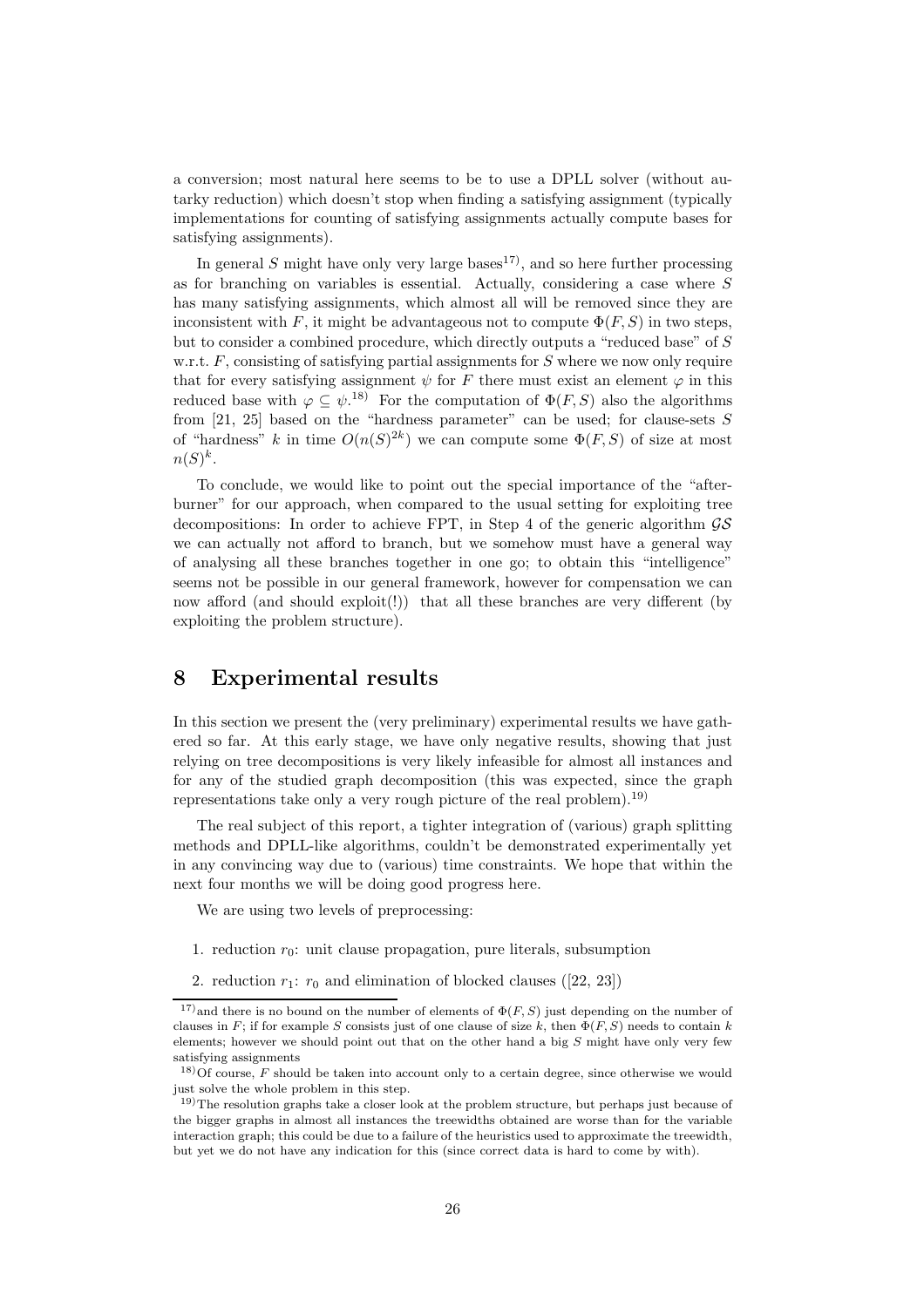a conversion; most natural here seems to be to use a DPLL solver (without autarky reduction) which doesn't stop when finding a satisfying assignment (typically implementations for counting of satisfying assignments actually compute bases for satisfying assignments).

In general $S$ might have only very large bases[17)], and so here further processing as for branching on variables is essential. Actually, considering a case where $S$ has many satisfying assignments, which almost all will be removed since they are inconsistent with $F$, it might be advantageous not to compute $\Phi(F, S)$ in two steps, but to consider a combined procedure, which directly outputs a "reduced base" of $S$ w.r.t. $F$, consisting of satisfying partial assignments for $S$ where we now only require that for every satisfying assignment $\psi$ for $F$ there must exist an element $\varphi$ in this reduced base with $\varphi \subseteq \psi$.[18)] For the computation of $\Phi(F, S)$ also the algorithms from [21, 25] based on the "hardness parameter" can be used; for clause-sets $S$ of "hardness" $k$ in time $O(n(S)^{2k})$ we can compute some $\Phi(F, S)$ of size at most $n(S)^k$.

To conclude, we would like to point out the special importance of the "afterburner" for our approach, when compared to the usual setting for exploiting tree decompositions: In order to achieve FPT, in Step 4 of the generic algorithm $\mathcal{GS}$ we can actually not afford to branch, but we somehow must have a general way of analysing all these branches together in one go; to obtain this "intelligence" seems not be possible in our general framework, however for compensation we can now afford (and should exploit(!)) that all these branches are very different (by exploiting the problem structure).

# 8 Experimental results

In this section we present the (very preliminary) experimental results we have gathered so far. At this early stage, we have only negative results, showing that just relying on tree decompositions is very likely infeasible for almost all instances and for any of the studied graph decomposition (this was expected, since the graph representations take only a very rough picture of the real problem).[19)]

The real subject of this report, a tighter integration of (various) graph splitting methods and DPLL-like algorithms, couldn't be demonstrated experimentally yet in any convincing way due to (various) time constraints. We hope that within the next four months we will be doing good progress here.

We are using two levels of preprocessing:

1. reduction $r_0$: unit clause propagation, pure literals, subsumption
2. reduction $r_1$: $r_0$ and elimination of blocked clauses ([22, 23])

---

[17)] and there is no bound on the number of elements of $\Phi(F, S)$ just depending on the number of clauses in $F$; if for example $S$ consists just of one clause of size $k$, then $\Phi(F, S)$ needs to contain $k$ elements; however we should point out that on the other hand a big $S$ might have only very few satisfying assignments

[18)] Of course, $F$ should be taken into account only to a certain degree, since otherwise we would just solve the whole problem in this step.

[19)] The resolution graphs take a closer look at the problem structure, but perhaps just because of the bigger graphs in almost all instances the treewidths obtained are worse than for the variable interaction graph; this could be due to a failure of the heuristics used to approximate the treewidth, but yet we do not have any indication for this (since correct data is hard to come by with).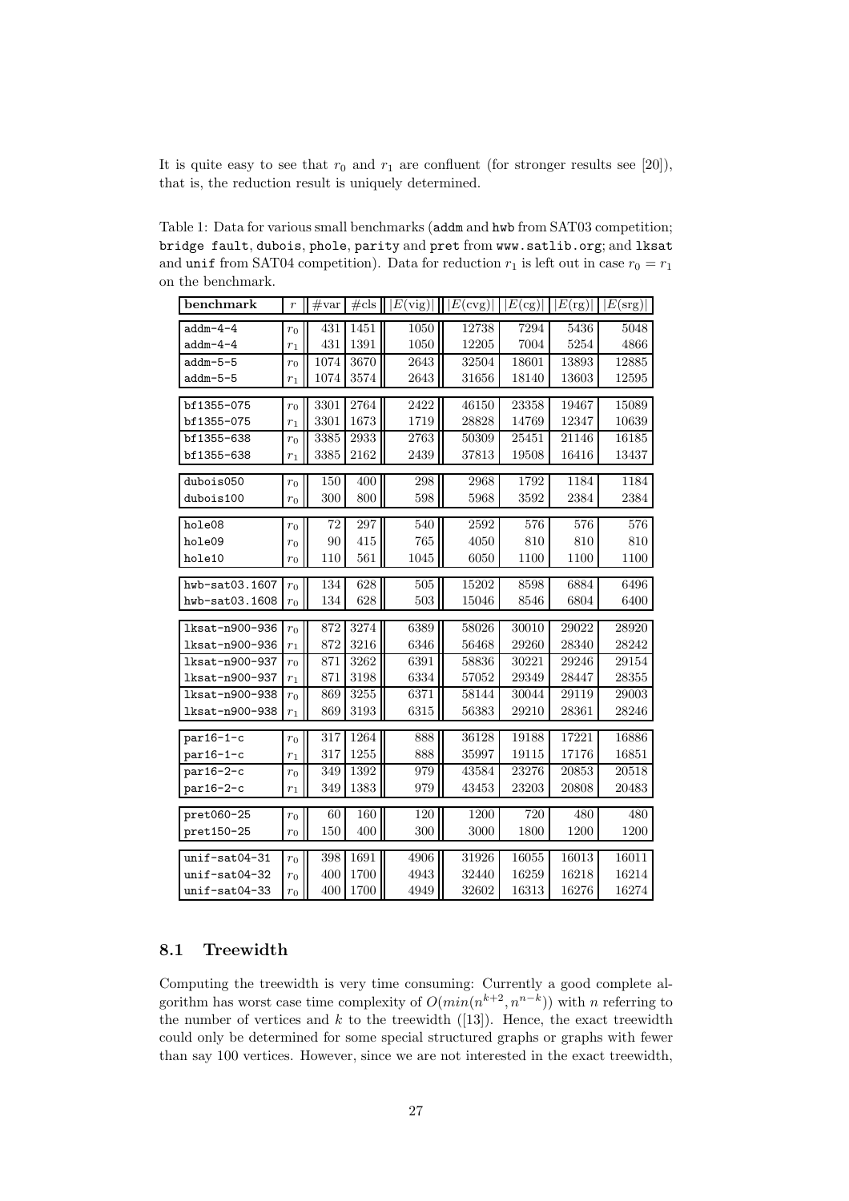It is quite easy to see that $r_0$ and $r_1$ are confluent (for stronger results see [20]), that is, the reduction result is uniquely determined.

Table 1: Data for various small benchmarks (`addm` and `hwb` from SAT03 competition; `bridge fault`, `dubois`, `phole`, `parity` and `pret` from `www.satlib.org`; and `lksat` and `unif` from SAT04 competition). Data for reduction $r_1$ is left out in case $r_0 = r_1$ on the benchmark.

| benchmark | $r$ | #var | #cls | $\|E(\text{vig})\|$ | $\|E(\text{cvg})\|$ | $\|E(\text{cg})\|$ | $\|E(\text{rg})\|$ | $\|E(\text{srg})\|$ |
|---|---|---|---|---|---|---|---|---|
| addm-4-4 | $r_0$ | 431 | 1451 | 1050 | 12738 | 7294 | 5436 | 5048 |
| addm-4-4 | $r_1$ | 431 | 1391 | 1050 | 12205 | 7004 | 5254 | 4866 |
| addm-5-5 | $r_0$ | 1074 | 3670 | 2643 | 32504 | 18601 | 13893 | 12885 |
| addm-5-5 | $r_1$ | 1074 | 3574 | 2643 | 31656 | 18140 | 13603 | 12595 |
| bf1355-075 | $r_0$ | 3301 | 2764 | 2422 | 46150 | 23358 | 19467 | 15089 |
| bf1355-075 | $r_1$ | 3301 | 1673 | 1719 | 28828 | 14769 | 12347 | 10639 |
| bf1355-638 | $r_0$ | 3385 | 2933 | 2763 | 50309 | 25451 | 21146 | 16185 |
| bf1355-638 | $r_1$ | 3385 | 2162 | 2439 | 37813 | 19508 | 16416 | 13437 |
| dubois050 | $r_0$ | 150 | 400 | 298 | 2968 | 1792 | 1184 | 1184 |
| dubois100 | $r_0$ | 300 | 800 | 598 | 5968 | 3592 | 2384 | 2384 |
| hole08 | $r_0$ | 72 | 297 | 540 | 2592 | 576 | 576 | 576 |
| hole09 | $r_0$ | 90 | 415 | 765 | 4050 | 810 | 810 | 810 |
| hole10 | $r_0$ | 110 | 561 | 1045 | 6050 | 1100 | 1100 | 1100 |
| hwb-sat03.1607 | $r_0$ | 134 | 628 | 505 | 15202 | 8598 | 6884 | 6496 |
| hwb-sat03.1608 | $r_0$ | 134 | 628 | 503 | 15046 | 8546 | 6804 | 6400 |
| lksat-n900-936 | $r_0$ | 872 | 3274 | 6389 | 58026 | 30010 | 29022 | 28920 |
| lksat-n900-936 | $r_1$ | 872 | 3216 | 6346 | 56468 | 29260 | 28340 | 28242 |
| lksat-n900-937 | $r_0$ | 871 | 3262 | 6391 | 58836 | 30221 | 29246 | 29154 |
| lksat-n900-937 | $r_1$ | 871 | 3198 | 6334 | 57052 | 29349 | 28447 | 28355 |
| lksat-n900-938 | $r_0$ | 869 | 3255 | 6371 | 58144 | 30044 | 29119 | 29003 |
| lksat-n900-938 | $r_1$ | 869 | 3193 | 6315 | 56383 | 29210 | 28361 | 28246 |
| par16-1-c | $r_0$ | 317 | 1264 | 888 | 36128 | 19188 | 17221 | 16886 |
| par16-1-c | $r_1$ | 317 | 1255 | 888 | 35997 | 19115 | 17176 | 16851 |
| par16-2-c | $r_0$ | 349 | 1392 | 979 | 43584 | 23276 | 20853 | 20518 |
| par16-2-c | $r_1$ | 349 | 1383 | 979 | 43453 | 23203 | 20808 | 20483 |
| pret060-25 | $r_0$ | 60 | 160 | 120 | 1200 | 720 | 480 | 480 |
| pret150-25 | $r_0$ | 150 | 400 | 300 | 3000 | 1800 | 1200 | 1200 |
| unif-sat04-31 | $r_0$ | 398 | 1691 | 4906 | 31926 | 16055 | 16013 | 16011 |
| unif-sat04-32 | $r_0$ | 400 | 1700 | 4943 | 32440 | 16259 | 16218 | 16214 |
| unif-sat04-33 | $r_0$ | 400 | 1700 | 4949 | 32602 | 16313 | 16276 | 16274 |

## 8.1 Treewidth

Computing the treewidth is very time consuming: Currently a good complete algorithm has worst case time complexity of $O(min(n^{k+2}, n^{n-k}))$ with $n$ referring to the number of vertices and $k$ to the treewidth ([13]). Hence, the exact treewidth could only be determined for some special structured graphs or graphs with fewer than say 100 vertices. However, since we are not interested in the exact treewidth,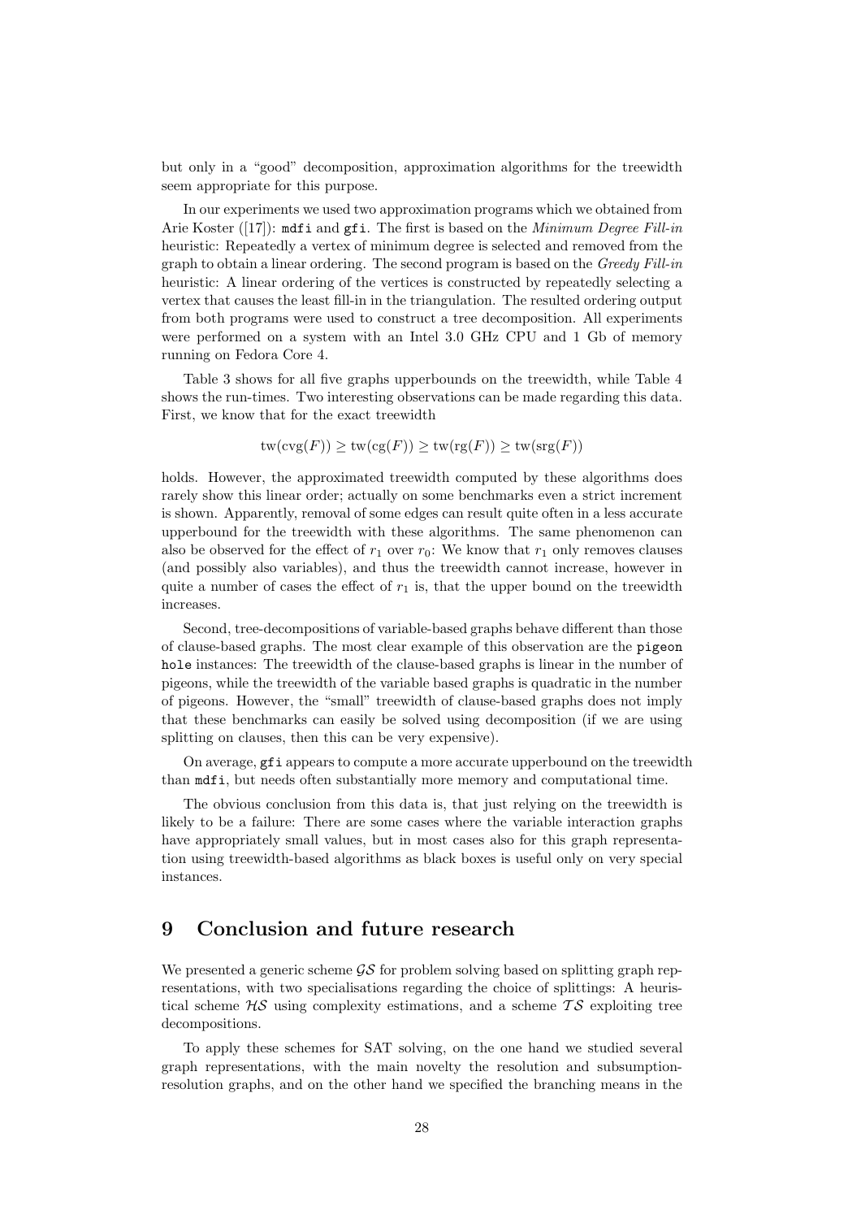but only in a "good" decomposition, approximation algorithms for the treewidth seem appropriate for this purpose.

In our experiments we used two approximation programs which we obtained from Arie Koster ([17]): `mdfi` and `gfi`. The first is based on the *Minimum Degree Fill-in* heuristic: Repeatedly a vertex of minimum degree is selected and removed from the graph to obtain a linear ordering. The second program is based on the *Greedy Fill-in* heuristic: A linear ordering of the vertices is constructed by repeatedly selecting a vertex that causes the least fill-in in the triangulation. The resulted ordering output from both programs were used to construct a tree decomposition. All experiments were performed on a system with an Intel 3.0 GHz CPU and 1 Gb of memory running on Fedora Core 4.

Table 3 shows for all five graphs upperbounds on the treewidth, while Table 4 shows the run-times. Two interesting observations can be made regarding this data. First, we know that for the exact treewidth

$$\text{tw}(\text{cvg}(F)) \geq \text{tw}(\text{cg}(F)) \geq \text{tw}(\text{rg}(F)) \geq \text{tw}(\text{srg}(F))$$

holds. However, the approximated treewidth computed by these algorithms does rarely show this linear order; actually on some benchmarks even a strict increment is shown. Apparently, removal of some edges can result quite often in a less accurate upperbound for the treewidth with these algorithms. The same phenomenon can also be observed for the effect of $r_1$ over $r_0$: We know that $r_1$ only removes clauses (and possibly also variables), and thus the treewidth cannot increase, however in quite a number of cases the effect of $r_1$ is, that the upper bound on the treewidth increases.

Second, tree-decompositions of variable-based graphs behave different than those of clause-based graphs. The most clear example of this observation are the `pigeon hole` instances: The treewidth of the clause-based graphs is linear in the number of pigeons, while the treewidth of the variable based graphs is quadratic in the number of pigeons. However, the "small" treewidth of clause-based graphs does not imply that these benchmarks can easily be solved using decomposition (if we are using splitting on clauses, then this can be very expensive).

On average, `gfi` appears to compute a more accurate upperbound on the treewidth than `mdfi`, but needs often substantially more memory and computational time.

The obvious conclusion from this data is, that just relying on the treewidth is likely to be a failure: There are some cases where the variable interaction graphs have appropriately small values, but in most cases also for this graph representation using treewidth-based algorithms as black boxes is useful only on very special instances.

# 9 Conclusion and future research

We presented a generic scheme $\mathcal{GS}$ for problem solving based on splitting graph representations, with two specialisations regarding the choice of splittings: A heuristical scheme $\mathcal{HS}$ using complexity estimations, and a scheme $\mathcal{TS}$ exploiting tree decompositions.

To apply these schemes for SAT solving, on the one hand we studied several graph representations, with the main novelty the resolution and subsumption-resolution graphs, and on the other hand we specified the branching means in the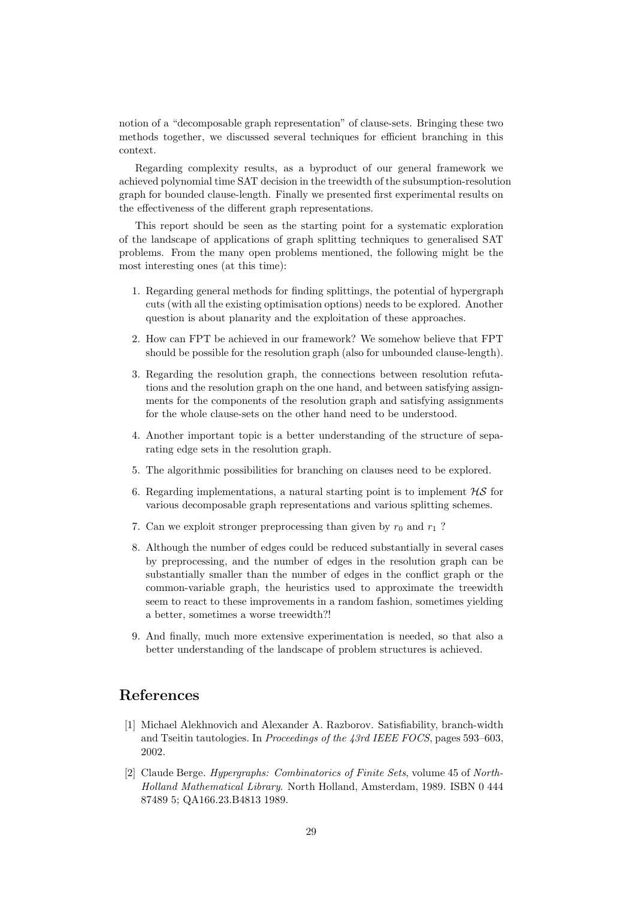notion of a "decomposable graph representation" of clause-sets. Bringing these two methods together, we discussed several techniques for efficient branching in this context.

Regarding complexity results, as a byproduct of our general framework we achieved polynomial time SAT decision in the treewidth of the subsumption-resolution graph for bounded clause-length. Finally we presented first experimental results on the effectiveness of the different graph representations.

This report should be seen as the starting point for a systematic exploration of the landscape of applications of graph splitting techniques to generalised SAT problems. From the many open problems mentioned, the following might be the most interesting ones (at this time):

1. Regarding general methods for finding splittings, the potential of hypergraph cuts (with all the existing optimisation options) needs to be explored. Another question is about planarity and the exploitation of these approaches.
2. How can FPT be achieved in our framework? We somehow believe that FPT should be possible for the resolution graph (also for unbounded clause-length).
3. Regarding the resolution graph, the connections between resolution refutations and the resolution graph on the one hand, and between satisfying assignments for the components of the resolution graph and satisfying assignments for the whole clause-sets on the other hand need to be understood.
4. Another important topic is a better understanding of the structure of separating edge sets in the resolution graph.
5. The algorithmic possibilities for branching on clauses need to be explored.
6. Regarding implementations, a natural starting point is to implement $\mathcal{HS}$ for various decomposable graph representations and various splitting schemes.
7. Can we exploit stronger preprocessing than given by $r_0$ and $r_1$ ?
8. Although the number of edges could be reduced substantially in several cases by preprocessing, and the number of edges in the resolution graph can be substantially smaller than the number of edges in the conflict graph or the common-variable graph, the heuristics used to approximate the treewidth seem to react to these improvements in a random fashion, sometimes yielding a better, sometimes a worse treewidth?!
9. And finally, much more extensive experimentation is needed, so that also a better understanding of the landscape of problem structures is achieved.

# References

[1] Michael Alekhnovich and Alexander A. Razborov. Satisfiability, branch-width and Tseitin tautologies. In *Proceedings of the 43rd IEEE FOCS*, pages 593–603, 2002.

[2] Claude Berge. *Hypergraphs: Combinatorics of Finite Sets*, volume 45 of *North-Holland Mathematical Library*. North Holland, Amsterdam, 1989. ISBN 0 444 87489 5; QA166.23.B4813 1989.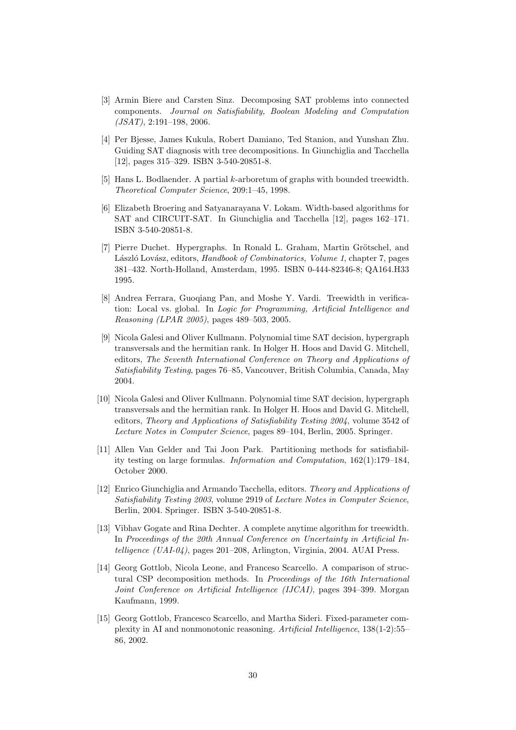[3] Armin Biere and Carsten Sinz. Decomposing SAT problems into connected components. *Journal on Satisfiability, Boolean Modeling and Computation (JSAT)*, 2:191–198, 2006.

[4] Per Bjesse, James Kukula, Robert Damiano, Ted Stanion, and Yunshan Zhu. Guiding SAT diagnosis with tree decompositions. In Giunchiglia and Tacchella [12], pages 315–329. ISBN 3-540-20851-8.

[5] Hans L. Bodlaender. A partial $k$-arboretum of graphs with bounded treewidth. *Theoretical Computer Science*, 209:1–45, 1998.

[6] Elizabeth Broering and Satyanarayana V. Lokam. Width-based algorithms for SAT and CIRCUIT-SAT. In Giunchiglia and Tacchella [12], pages 162–171. ISBN 3-540-20851-8.

[7] Pierre Duchet. Hypergraphs. In Ronald L. Graham, Martin Grötschel, and László Lovász, editors, *Handbook of Combinatorics, Volume 1*, chapter 7, pages 381–432. North-Holland, Amsterdam, 1995. ISBN 0-444-82346-8; QA164.H33 1995.

[8] Andrea Ferrara, Guoqiang Pan, and Moshe Y. Vardi. Treewidth in verification: Local vs. global. In *Logic for Programming, Artificial Intelligence and Reasoning (LPAR 2005)*, pages 489–503, 2005.

[9] Nicola Galesi and Oliver Kullmann. Polynomial time SAT decision, hypergraph transversals and the hermitian rank. In Holger H. Hoos and David G. Mitchell, editors, *The Seventh International Conference on Theory and Applications of Satisfiability Testing*, pages 76–85, Vancouver, British Columbia, Canada, May 2004.

[10] Nicola Galesi and Oliver Kullmann. Polynomial time SAT decision, hypergraph transversals and the hermitian rank. In Holger H. Hoos and David G. Mitchell, editors, *Theory and Applications of Satisfiability Testing 2004*, volume 3542 of *Lecture Notes in Computer Science*, pages 89–104, Berlin, 2005. Springer.

[11] Allen Van Gelder and Tai Joon Park. Partitioning methods for satisfiability testing on large formulas. *Information and Computation*, 162(1):179–184, October 2000.

[12] Enrico Giunchiglia and Armando Tacchella, editors. *Theory and Applications of Satisfiability Testing 2003*, volume 2919 of *Lecture Notes in Computer Science*, Berlin, 2004. Springer. ISBN 3-540-20851-8.

[13] Vibhav Gogate and Rina Dechter. A complete anytime algorithm for treewidth. In *Proceedings of the 20th Annual Conference on Uncertainty in Artificial Intelligence (UAI-04)*, pages 201–208, Arlington, Virginia, 2004. AUAI Press.

[14] Georg Gottlob, Nicola Leone, and Franceso Scarcello. A comparison of structural CSP decomposition methods. In *Proceedings of the 16th International Joint Conference on Artificial Intelligence (IJCAI)*, pages 394–399. Morgan Kaufmann, 1999.

[15] Georg Gottlob, Francesco Scarcello, and Martha Sideri. Fixed-parameter complexity in AI and nonmonotonic reasoning. *Artificial Intelligence*, 138(1-2):55–86, 2002.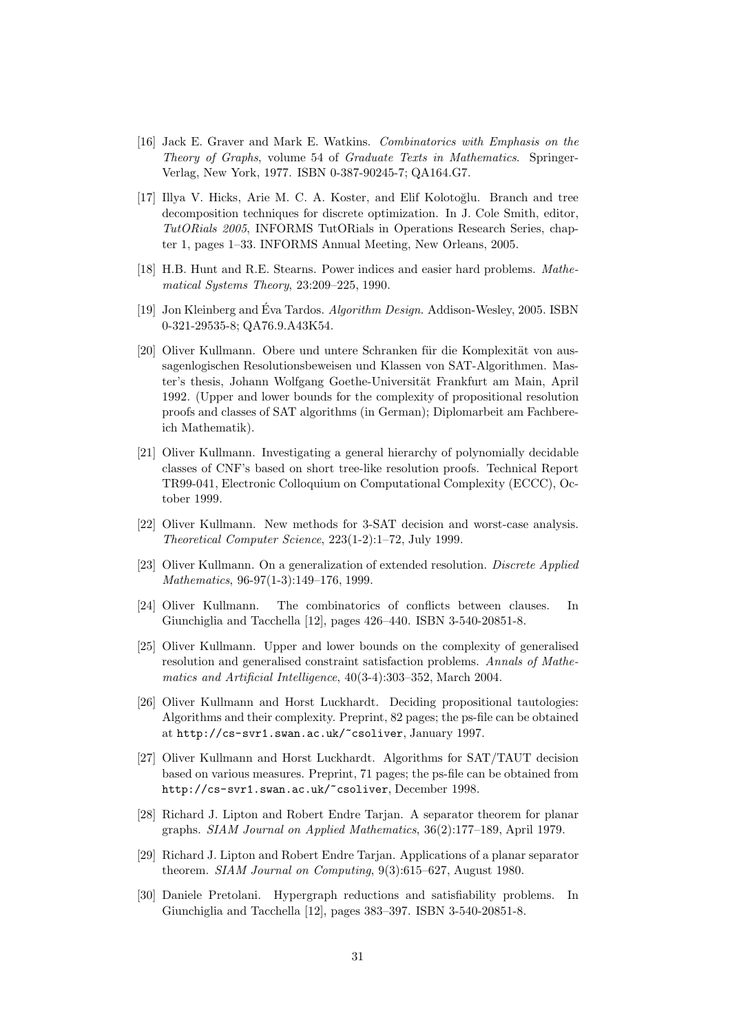[16] Jack E. Graver and Mark E. Watkins. *Combinatorics with Emphasis on the Theory of Graphs*, volume 54 of *Graduate Texts in Mathematics*. Springer-Verlag, New York, 1977. ISBN 0-387-90245-7; QA164.G7.

[17] Illya V. Hicks, Arie M. C. A. Koster, and Elif Kolotoğlu. Branch and tree decomposition techniques for discrete optimization. In J. Cole Smith, editor, *TutORials 2005*, INFORMS TutORials in Operations Research Series, chapter 1, pages 1–33. INFORMS Annual Meeting, New Orleans, 2005.

[18] H.B. Hunt and R.E. Stearns. Power indices and easier hard problems. *Mathematical Systems Theory*, 23:209–225, 1990.

[19] Jon Kleinberg and Éva Tardos. *Algorithm Design*. Addison-Wesley, 2005. ISBN 0-321-29535-8; QA76.9.A43K54.

[20] Oliver Kullmann. Obere und untere Schranken für die Komplexität von aussagenlogischen Resolutionsbeweisen und Klassen von SAT-Algorithmen. Master's thesis, Johann Wolfgang Goethe-Universität Frankfurt am Main, April 1992. (Upper and lower bounds for the complexity of propositional resolution proofs and classes of SAT algorithms (in German); Diplomarbeit am Fachbereich Mathematik).

[21] Oliver Kullmann. Investigating a general hierarchy of polynomially decidable classes of CNF's based on short tree-like resolution proofs. Technical Report TR99-041, Electronic Colloquium on Computational Complexity (ECCC), October 1999.

[22] Oliver Kullmann. New methods for 3-SAT decision and worst-case analysis. *Theoretical Computer Science*, 223(1-2):1–72, July 1999.

[23] Oliver Kullmann. On a generalization of extended resolution. *Discrete Applied Mathematics*, 96-97(1-3):149–176, 1999.

[24] Oliver Kullmann. The combinatorics of conflicts between clauses. In Giunchiglia and Tacchella [12], pages 426–440. ISBN 3-540-20851-8.

[25] Oliver Kullmann. Upper and lower bounds on the complexity of generalised resolution and generalised constraint satisfaction problems. *Annals of Mathematics and Artificial Intelligence*, 40(3-4):303–352, March 2004.

[26] Oliver Kullmann and Horst Luckhardt. Deciding propositional tautologies: Algorithms and their complexity. Preprint, 82 pages; the ps-file can be obtained at http://cs-svr1.swan.ac.uk/~csoliver, January 1997.

[27] Oliver Kullmann and Horst Luckhardt. Algorithms for SAT/TAUT decision based on various measures. Preprint, 71 pages; the ps-file can be obtained from http://cs-svr1.swan.ac.uk/~csoliver, December 1998.

[28] Richard J. Lipton and Robert Endre Tarjan. A separator theorem for planar graphs. *SIAM Journal on Applied Mathematics*, 36(2):177–189, April 1979.

[29] Richard J. Lipton and Robert Endre Tarjan. Applications of a planar separator theorem. *SIAM Journal on Computing*, 9(3):615–627, August 1980.

[30] Daniele Pretolani. Hypergraph reductions and satisfiability problems. In Giunchiglia and Tacchella [12], pages 383–397. ISBN 3-540-20851-8.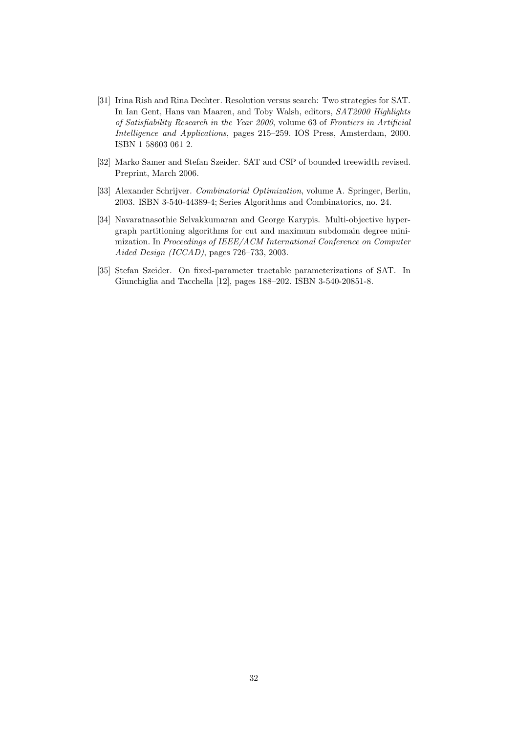[31] Irina Rish and Rina Dechter. Resolution versus search: Two strategies for SAT. In Ian Gent, Hans van Maaren, and Toby Walsh, editors, *SAT2000 Highlights of Satisfiability Research in the Year 2000*, volume 63 of *Frontiers in Artificial Intelligence and Applications*, pages 215–259. IOS Press, Amsterdam, 2000. ISBN 1 58603 061 2.

[32] Marko Samer and Stefan Szeider. SAT and CSP of bounded treewidth revised. Preprint, March 2006.

[33] Alexander Schrijver. *Combinatorial Optimization*, volume A. Springer, Berlin, 2003. ISBN 3-540-44389-4; Series Algorithms and Combinatorics, no. 24.

[34] Navaratnasothie Selvakkumaran and George Karypis. Multi-objective hypergraph partitioning algorithms for cut and maximum subdomain degree minimization. In *Proceedings of IEEE/ACM International Conference on Computer Aided Design (ICCAD)*, pages 726–733, 2003.

[35] Stefan Szeider. On fixed-parameter tractable parameterizations of SAT. In Giunchiglia and Tacchella [12], pages 188–202. ISBN 3-540-20851-8.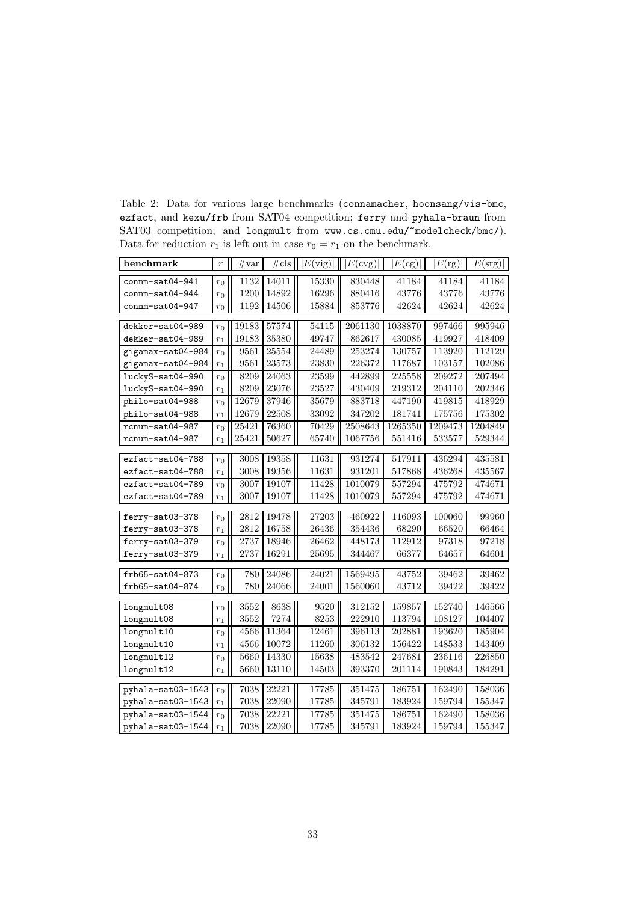Table 2: Data for various large benchmarks (connamacher, hoonsang/vis-bmc, ezfact, and kexu/frb from SAT04 competition; ferry and pyhala-braun from SAT03 competition; and longmult from www.cs.cmu.edu/~modelcheck/bmc/). Data for reduction $r_1$ is left out in case $r_0 = r_1$ on the benchmark.

| **benchmark** | $r$ | #var | #cls | $\lvert E(\text{vig})\rvert$ | $\lvert E(\text{cvg})\rvert$ | $\lvert E(\text{cg})\rvert$ | $\lvert E(\text{rg})\rvert$ | $\lvert E(\text{srg})\rvert$ |
|---|---|---|---|---|---|---|---|---|
| connm-sat04-941 | $r_0$ | 1132 | 14011 | 15330 | 830448 | 41184 | 41184 | 41184 |
| connm-sat04-944 | $r_0$ | 1200 | 14892 | 16296 | 880416 | 43776 | 43776 | 43776 |
| connm-sat04-947 | $r_0$ | 1192 | 14506 | 15884 | 853776 | 42624 | 42624 | 42624 |
| dekker-sat04-989 | $r_0$ | 19183 | 57574 | 54115 | 2061130 | 1038870 | 997466 | 995946 |
| dekker-sat04-989 | $r_1$ | 19183 | 35380 | 49747 | 862617 | 430085 | 419927 | 418409 |
| gigamax-sat04-984 | $r_0$ | 9561 | 25554 | 24489 | 253274 | 130757 | 113920 | 112129 |
| gigamax-sat04-984 | $r_1$ | 9561 | 23573 | 23830 | 226372 | 117687 | 103157 | 102086 |
| luckyS-sat04-990 | $r_0$ | 8209 | 24063 | 23599 | 442899 | 225558 | 209272 | 207494 |
| luckyS-sat04-990 | $r_1$ | 8209 | 23076 | 23527 | 430409 | 219312 | 204110 | 202346 |
| philo-sat04-988 | $r_0$ | 12679 | 37946 | 35679 | 883718 | 447190 | 419815 | 418929 |
| philo-sat04-988 | $r_1$ | 12679 | 22508 | 33092 | 347202 | 181741 | 175756 | 175302 |
| rcnum-sat04-987 | $r_0$ | 25421 | 76360 | 70429 | 2508643 | 1265350 | 1209473 | 1204849 |
| rcnum-sat04-987 | $r_1$ | 25421 | 50627 | 65740 | 1067756 | 551416 | 533577 | 529344 |
| ezfact-sat04-788 | $r_0$ | 3008 | 19358 | 11631 | 931274 | 517911 | 436294 | 435581 |
| ezfact-sat04-788 | $r_1$ | 3008 | 19356 | 11631 | 931201 | 517868 | 436268 | 435567 |
| ezfact-sat04-789 | $r_0$ | 3007 | 19107 | 11428 | 1010079 | 557294 | 475792 | 474671 |
| ezfact-sat04-789 | $r_1$ | 3007 | 19107 | 11428 | 1010079 | 557294 | 475792 | 474671 |
| ferry-sat03-378 | $r_0$ | 2812 | 19478 | 27203 | 460922 | 116093 | 100060 | 99960 |
| ferry-sat03-378 | $r_1$ | 2812 | 16758 | 26436 | 354436 | 68290 | 66520 | 66464 |
| ferry-sat03-379 | $r_0$ | 2737 | 18946 | 26462 | 448173 | 112912 | 97318 | 97218 |
| ferry-sat03-379 | $r_1$ | 2737 | 16291 | 25695 | 344467 | 66377 | 64657 | 64601 |
| frb65-sat04-873 | $r_0$ | 780 | 24086 | 24021 | 1569495 | 43752 | 39462 | 39462 |
| frb65-sat04-874 | $r_0$ | 780 | 24066 | 24001 | 1560060 | 43712 | 39422 | 39422 |
| longmult08 | $r_0$ | 3552 | 8638 | 9520 | 312152 | 159857 | 152740 | 146566 |
| longmult08 | $r_1$ | 3552 | 7274 | 8253 | 222910 | 113794 | 108127 | 104407 |
| longmult10 | $r_0$ | 4566 | 11364 | 12461 | 396113 | 202881 | 193620 | 185904 |
| longmult10 | $r_1$ | 4566 | 10072 | 11260 | 306132 | 156422 | 148533 | 143409 |
| longmult12 | $r_0$ | 5660 | 14330 | 15638 | 483542 | 247681 | 236116 | 226850 |
| longmult12 | $r_1$ | 5660 | 13110 | 14503 | 393370 | 201114 | 190843 | 184291 |
| pyhala-sat03-1543 | $r_0$ | 7038 | 22221 | 17785 | 351475 | 186751 | 162490 | 158036 |
| pyhala-sat03-1543 | $r_1$ | 7038 | 22090 | 17785 | 345791 | 183924 | 159794 | 155347 |
| pyhala-sat03-1544 | $r_0$ | 7038 | 22221 | 17785 | 351475 | 186751 | 162490 | 158036 |
| pyhala-sat03-1544 | $r_1$ | 7038 | 22090 | 17785 | 345791 | 183924 | 159794 | 155347 |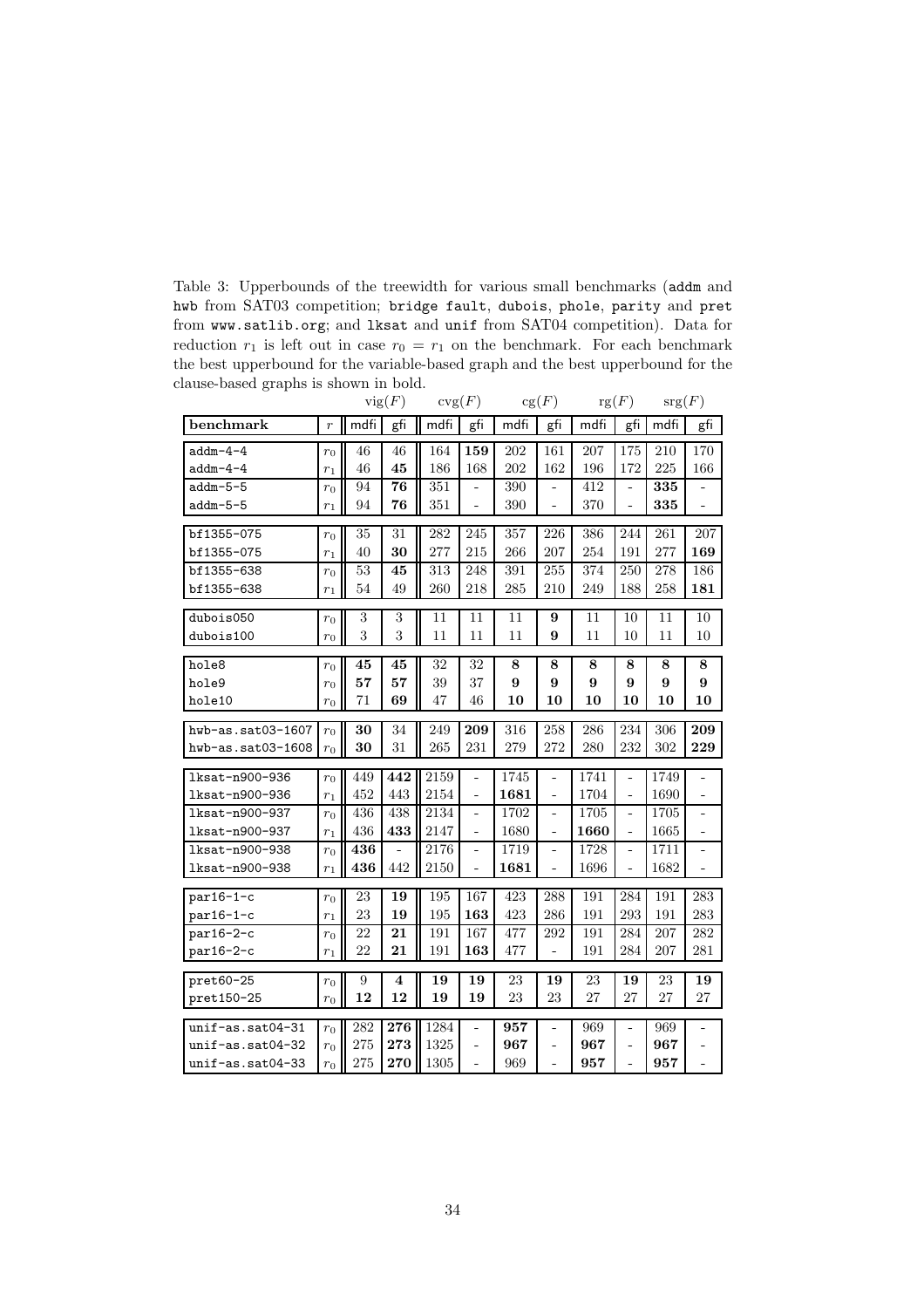Table 3: Upperbounds of the treewidth for various small benchmarks (`addm` and `hwb` from SAT03 competition; `bridge fault`, `dubois`, `phole`, `parity` and `pret` from `www.satlib.org`; and `lksat` and `unif` from SAT04 competition). Data for reduction $r_1$ is left out in case $r_0 = r_1$ on the benchmark. For each benchmark the best upperbound for the variable-based graph and the best upperbound for the clause-based graphs is shown in bold.

| | | $\text{vig}(F)$ | | $\text{cvg}(F)$ | | $\text{cg}(F)$ | | $\text{rg}(F)$ | | $\text{srg}(F)$ | |
|---|---|---|---|---|---|---|---|---|---|---|---|
| **benchmark** | $r$ | mdfi | gfi | mdfi | gfi | mdfi | gfi | mdfi | gfi | mdfi | gfi |
| addm-4-4 | $r_0$ | 46 | 46 | 164 | **159** | 202 | 161 | 207 | 175 | 210 | 170 |
| addm-4-4 | $r_1$ | 46 | **45** | 186 | 168 | 202 | 162 | 196 | 172 | 225 | 166 |
| addm-5-5 | $r_0$ | 94 | **76** | 351 | - | 390 | - | 412 | - | **335** | - |
| addm-5-5 | $r_1$ | 94 | **76** | 351 | - | 390 | - | 370 | - | **335** | - |
| bf1355-075 | $r_0$ | 35 | 31 | 282 | 245 | 357 | 226 | 386 | 244 | 261 | 207 |
| bf1355-075 | $r_1$ | 40 | **30** | 277 | 215 | 266 | 207 | 254 | 191 | 277 | **169** |
| bf1355-638 | $r_0$ | 53 | **45** | 313 | 248 | 391 | 255 | 374 | 250 | 278 | 186 |
| bf1355-638 | $r_1$ | 54 | 49 | 260 | 218 | 285 | 210 | 249 | 188 | 258 | **181** |
| dubois050 | $r_0$ | 3 | 3 | 11 | 11 | 11 | **9** | 11 | 10 | 11 | 10 |
| dubois100 | $r_0$ | 3 | 3 | 11 | 11 | 11 | **9** | 11 | 10 | 11 | 10 |
| hole8 | $r_0$ | **45** | **45** | 32 | 32 | **8** | **8** | **8** | **8** | **8** | **8** |
| hole9 | $r_0$ | **57** | **57** | 39 | 37 | **9** | **9** | **9** | **9** | **9** | **9** |
| hole10 | $r_0$ | 71 | **69** | 47 | 46 | **10** | **10** | **10** | **10** | **10** | **10** |
| hwb-as.sat03-1607 | $r_0$ | **30** | 34 | 249 | **209** | 316 | 258 | 286 | 234 | 306 | **209** |
| hwb-as.sat03-1608 | $r_0$ | **30** | 31 | 265 | 231 | 279 | 272 | 280 | 232 | 302 | **229** |
| lksat-n900-936 | $r_0$ | 449 | **442** | 2159 | - | 1745 | - | 1741 | - | 1749 | - |
| lksat-n900-936 | $r_1$ | 452 | 443 | 2154 | - | **1681** | - | 1704 | - | 1690 | - |
| lksat-n900-937 | $r_0$ | 436 | 438 | 2134 | - | 1702 | - | 1705 | - | 1705 | - |
| lksat-n900-937 | $r_1$ | 436 | **433** | 2147 | - | 1680 | - | **1660** | - | 1665 | - |
| lksat-n900-938 | $r_0$ | **436** | - | 2176 | - | 1719 | - | 1728 | - | 1711 | - |
| lksat-n900-938 | $r_1$ | **436** | 442 | 2150 | - | **1681** | - | 1696 | - | 1682 | - |
| par16-1-c | $r_0$ | 23 | **19** | 195 | 167 | 423 | 288 | 191 | 284 | 191 | 283 |
| par16-1-c | $r_1$ | 23 | **19** | 195 | **163** | 423 | 286 | 191 | 293 | 191 | 283 |
| par16-2-c | $r_0$ | 22 | **21** | 191 | 167 | 477 | 292 | 191 | 284 | 207 | 282 |
| par16-2-c | $r_1$ | 22 | **21** | 191 | **163** | 477 | - | 191 | 284 | 207 | 281 |
| pret60-25 | $r_0$ | 9 | **4** | **19** | **19** | 23 | **19** | 23 | **19** | 23 | **19** |
| pret150-25 | $r_0$ | **12** | **12** | **19** | **19** | 23 | 23 | 27 | 27 | 27 | 27 |
| unif-as.sat04-31 | $r_0$ | 282 | **276** | 1284 | - | **957** | - | 969 | - | 969 | - |
| unif-as.sat04-32 | $r_0$ | 275 | **273** | 1325 | - | **967** | - | **967** | - | **967** | - |
| unif-as.sat04-33 | $r_0$ | 275 | **270** | 1305 | - | 969 | - | **957** | - | **957** | - |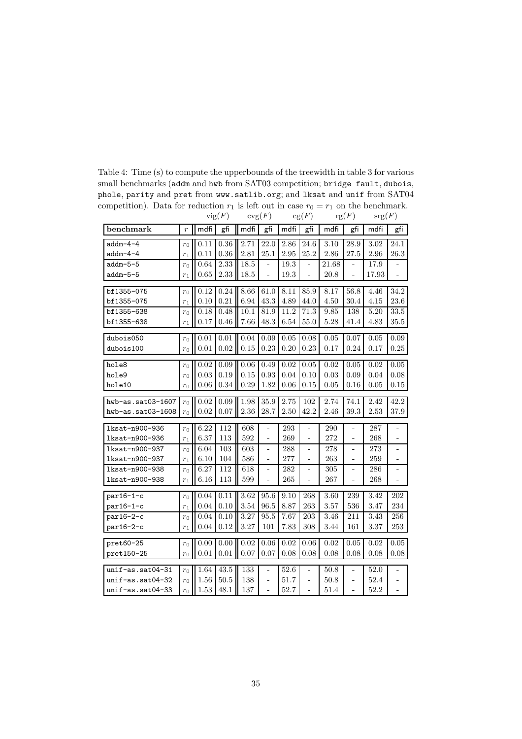Table 4: Time (s) to compute the upperbounds of the treewidth in table 3 for various small benchmarks (`addm` and `hwb` from SAT03 competition; `bridge fault`, `dubois`, `phole`, `parity` and `pret` from `www.satlib.org`; and `lksat` and `unif` from SAT04 competition). Data for reduction $r_1$ is left out in case $r_0 = r_1$ on the benchmark.

| | | vig(F) | | cvg(F) | | cg(F) | | rg(F) | | srg(F) | |
|---|---|---|---|---|---|---|---|---|---|---|---|
| **benchmark** | $r$ | mdfi | gfi | mdfi | gfi | mdfi | gfi | mdfi | gfi | mdfi | gfi |
| addm-4-4 | $r_0$ | 0.11 | 0.36 | 2.71 | 22.0 | 2.86 | 24.6 | 3.10 | 28.9 | 3.02 | 24.1 |
| addm-4-4 | $r_1$ | 0.11 | 0.36 | 2.81 | 25.1 | 2.95 | 25.2 | 2.86 | 27.5 | 2.96 | 26.3 |
| addm-5-5 | $r_0$ | 0.64 | 2.33 | 18.5 | - | 19.3 | - | 21.68 | - | 17.9 | - |
| addm-5-5 | $r_1$ | 0.65 | 2.33 | 18.5 | - | 19.3 | - | 20.8 | - | 17.93 | - |
| bf1355-075 | $r_0$ | 0.12 | 0.24 | 8.66 | 61.0 | 8.11 | 85.9 | 8.17 | 56.8 | 4.46 | 34.2 |
| bf1355-075 | $r_1$ | 0.10 | 0.21 | 6.94 | 43.3 | 4.89 | 44.0 | 4.50 | 30.4 | 4.15 | 23.6 |
| bf1355-638 | $r_0$ | 0.18 | 0.48 | 10.1 | 81.9 | 11.2 | 71.3 | 9.85 | 138 | 5.20 | 33.5 |
| bf1355-638 | $r_1$ | 0.17 | 0.46 | 7.66 | 48.3 | 6.54 | 55.0 | 5.28 | 41.4 | 4.83 | 35.5 |
| dubois050 | $r_0$ | 0.01 | 0.01 | 0.04 | 0.09 | 0.05 | 0.08 | 0.05 | 0.07 | 0.05 | 0.09 |
| dubois100 | $r_0$ | 0.01 | 0.02 | 0.15 | 0.23 | 0.20 | 0.23 | 0.17 | 0.24 | 0.17 | 0.25 |
| hole8 | $r_0$ | 0.02 | 0.09 | 0.06 | 0.49 | 0.02 | 0.05 | 0.02 | 0.05 | 0.02 | 0.05 |
| hole9 | $r_0$ | 0.03 | 0.19 | 0.15 | 0.93 | 0.04 | 0.10 | 0.03 | 0.09 | 0.04 | 0.08 |
| hole10 | $r_0$ | 0.06 | 0.34 | 0.29 | 1.82 | 0.06 | 0.15 | 0.05 | 0.16 | 0.05 | 0.15 |
| hwb-as.sat03-1607 | $r_0$ | 0.02 | 0.09 | 1.98 | 35.9 | 2.75 | 102 | 2.74 | 74.1 | 2.42 | 42.2 |
| hwb-as.sat03-1608 | $r_0$ | 0.02 | 0.07 | 2.36 | 28.7 | 2.50 | 42.2 | 2.46 | 39.3 | 2.53 | 37.9 |
| lksat-n900-936 | $r_0$ | 6.22 | 112 | 608 | - | 293 | - | 290 | - | 287 | - |
| lksat-n900-936 | $r_1$ | 6.37 | 113 | 592 | - | 269 | - | 272 | - | 268 | - |
| lksat-n900-937 | $r_0$ | 6.04 | 103 | 603 | - | 288 | - | 278 | - | 273 | - |
| lksat-n900-937 | $r_1$ | 6.10 | 104 | 586 | - | 277 | - | 263 | - | 259 | - |
| lksat-n900-938 | $r_0$ | 6.27 | 112 | 618 | - | 282 | - | 305 | - | 286 | - |
| lksat-n900-938 | $r_1$ | 6.16 | 113 | 599 | - | 265 | - | 267 | - | 268 | - |
| par16-1-c | $r_0$ | 0.04 | 0.11 | 3.62 | 95.6 | 9.10 | 268 | 3.60 | 239 | 3.42 | 202 |
| par16-1-c | $r_1$ | 0.04 | 0.10 | 3.54 | 96.5 | 8.87 | 263 | 3.57 | 536 | 3.47 | 234 |
| par16-2-c | $r_0$ | 0.04 | 0.10 | 3.27 | 95.5 | 7.67 | 203 | 3.46 | 211 | 3.43 | 256 |
| par16-2-c | $r_1$ | 0.04 | 0.12 | 3.27 | 101 | 7.83 | 308 | 3.44 | 161 | 3.37 | 253 |
| pret60-25 | $r_0$ | 0.00 | 0.00 | 0.02 | 0.06 | 0.02 | 0.06 | 0.02 | 0.05 | 0.02 | 0.05 |
| pret150-25 | $r_0$ | 0.01 | 0.01 | 0.07 | 0.07 | 0.08 | 0.08 | 0.08 | 0.08 | 0.08 | 0.08 |
| unif-as.sat04-31 | $r_0$ | 1.64 | 43.5 | 133 | - | 52.6 | - | 50.8 | - | 52.0 | - |
| unif-as.sat04-32 | $r_0$ | 1.56 | 50.5 | 138 | - | 51.7 | - | 50.8 | - | 52.4 | - |
| unif-as.sat04-33 | $r_0$ | 1.53 | 48.1 | 137 | - | 52.7 | - | 51.4 | - | 52.2 | - |